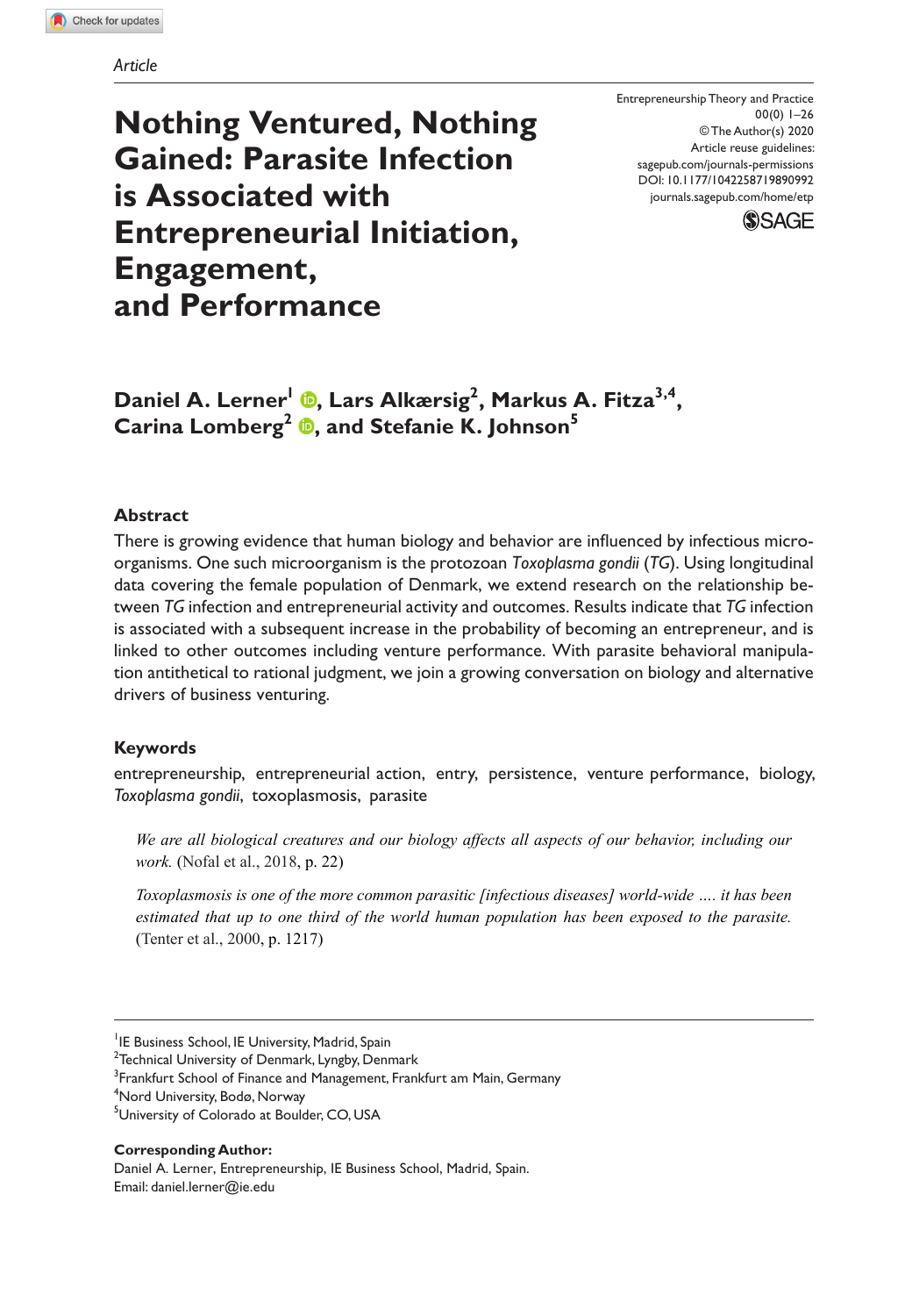*Article*

# Nothing Ventured, Nothing Gained: Parasite Infection is Associated with Entrepreneurial Initiation, Engagement, and Performance

Entrepreneurship Theory and Practice
00(0) 1–26
© The Author(s) 2020
Article reuse guidelines:
sagepub.com/journals-permissions
DOI: 10.1177/1042258719890992
journals.sagepub.com/home/etp

**Daniel A. Lerner[1], Lars Alkærsig[2], Markus A. Fitza[3,4], Carina Lomberg[2], and Stefanie K. Johnson[5]**

## Abstract

There is growing evidence that human biology and behavior are influenced by infectious microorganisms. One such microorganism is the protozoan *Toxoplasma gondii* (*TG*). Using longitudinal data covering the female population of Denmark, we extend research on the relationship between *TG* infection and entrepreneurial activity and outcomes. Results indicate that *TG* infection is associated with a subsequent increase in the probability of becoming an entrepreneur, and is linked to other outcomes including venture performance. With parasite behavioral manipulation antithetical to rational judgment, we join a growing conversation on biology and alternative drivers of business venturing.

## Keywords

entrepreneurship, entrepreneurial action, entry, persistence, venture performance, biology, *Toxoplasma gondii*, toxoplasmosis, parasite

> *We are all biological creatures and our biology affects all aspects of our behavior, including our work.* (Nofal et al., 2018, p. 22)

> *Toxoplasmosis is one of the more common parasitic [infectious diseases] world-wide .... it has been estimated that up to one third of the world human population has been exposed to the parasite.* (Tenter et al., 2000, p. 1217)

---

[1]IE Business School, IE University, Madrid, Spain
[2]Technical University of Denmark, Lyngby, Denmark
[3]Frankfurt School of Finance and Management, Frankfurt am Main, Germany
[4]Nord University, Bodø, Norway
[5]University of Colorado at Boulder, CO, USA

**Corresponding Author:**
Daniel A. Lerner, Entrepreneurship, IE Business School, Madrid, Spain.
Email: daniel.lerner@ie.edu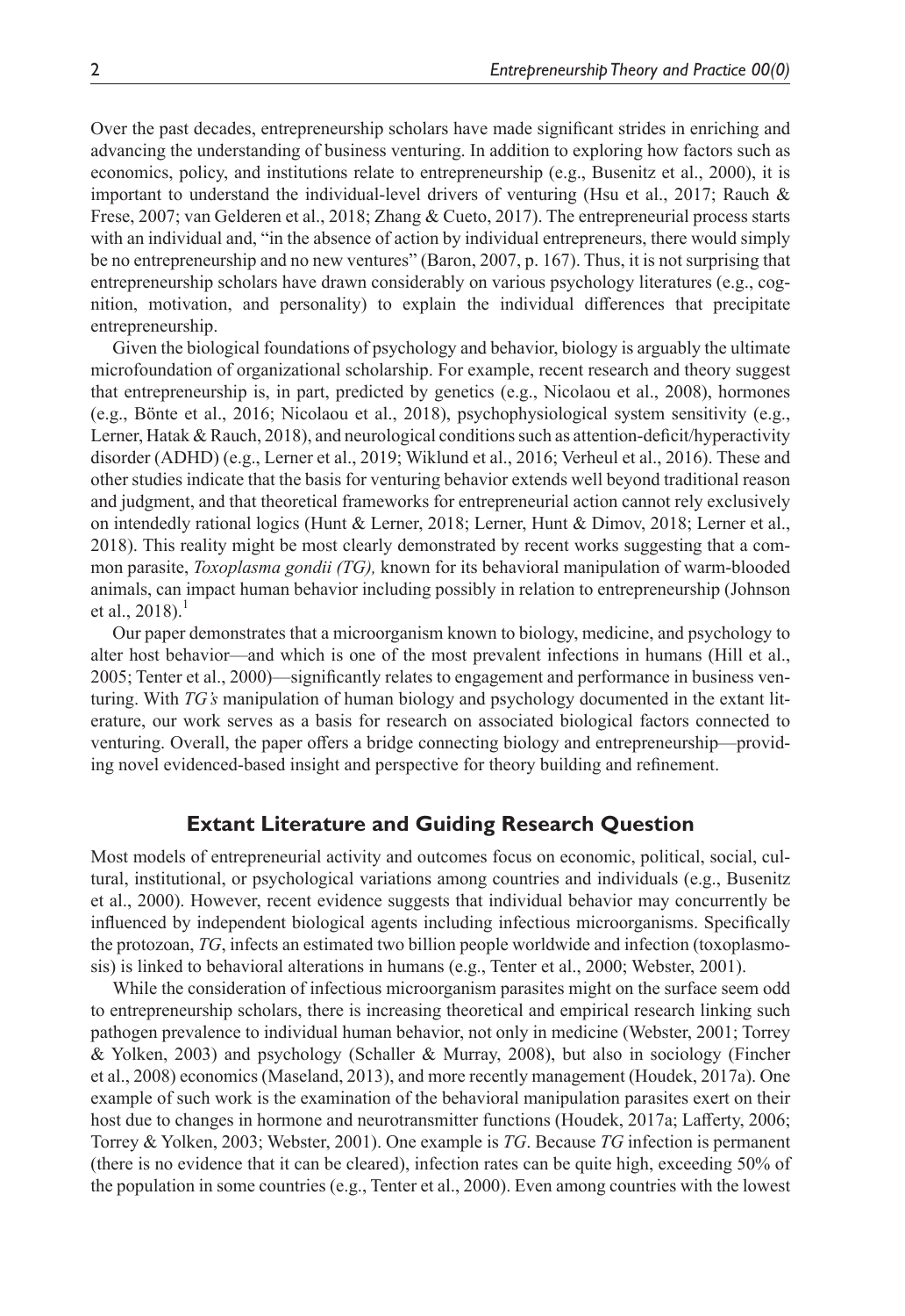Over the past decades, entrepreneurship scholars have made significant strides in enriching and advancing the understanding of business venturing. In addition to exploring how factors such as economics, policy, and institutions relate to entrepreneurship (e.g., Busenitz et al., 2000), it is important to understand the individual-level drivers of venturing (Hsu et al., 2017; Rauch & Frese, 2007; van Gelderen et al., 2018; Zhang & Cueto, 2017). The entrepreneurial process starts with an individual and, "in the absence of action by individual entrepreneurs, there would simply be no entrepreneurship and no new ventures" (Baron, 2007, p. 167). Thus, it is not surprising that entrepreneurship scholars have drawn considerably on various psychology literatures (e.g., cognition, motivation, and personality) to explain the individual differences that precipitate entrepreneurship.

Given the biological foundations of psychology and behavior, biology is arguably the ultimate microfoundation of organizational scholarship. For example, recent research and theory suggest that entrepreneurship is, in part, predicted by genetics (e.g., Nicolaou et al., 2008), hormones (e.g., Bönte et al., 2016; Nicolaou et al., 2018), psychophysiological system sensitivity (e.g., Lerner, Hatak & Rauch, 2018), and neurological conditions such as attention-deficit/hyperactivity disorder (ADHD) (e.g., Lerner et al., 2019; Wiklund et al., 2016; Verheul et al., 2016). These and other studies indicate that the basis for venturing behavior extends well beyond traditional reason and judgment, and that theoretical frameworks for entrepreneurial action cannot rely exclusively on intendedly rational logics (Hunt & Lerner, 2018; Lerner, Hunt & Dimov, 2018; Lerner et al., 2018). This reality might be most clearly demonstrated by recent works suggesting that a common parasite, *Toxoplasma gondii (TG),* known for its behavioral manipulation of warm-blooded animals, can impact human behavior including possibly in relation to entrepreneurship (Johnson et al., 2018).[1]

Our paper demonstrates that a microorganism known to biology, medicine, and psychology to alter host behavior—and which is one of the most prevalent infections in humans (Hill et al., 2005; Tenter et al., 2000)—significantly relates to engagement and performance in business venturing. With *TG's* manipulation of human biology and psychology documented in the extant literature, our work serves as a basis for research on associated biological factors connected to venturing. Overall, the paper offers a bridge connecting biology and entrepreneurship—providing novel evidenced-based insight and perspective for theory building and refinement.

## Extant Literature and Guiding Research Question

Most models of entrepreneurial activity and outcomes focus on economic, political, social, cultural, institutional, or psychological variations among countries and individuals (e.g., Busenitz et al., 2000). However, recent evidence suggests that individual behavior may concurrently be influenced by independent biological agents including infectious microorganisms. Specifically the protozoan, *TG*, infects an estimated two billion people worldwide and infection (toxoplasmosis) is linked to behavioral alterations in humans (e.g., Tenter et al., 2000; Webster, 2001).

While the consideration of infectious microorganism parasites might on the surface seem odd to entrepreneurship scholars, there is increasing theoretical and empirical research linking such pathogen prevalence to individual human behavior, not only in medicine (Webster, 2001; Torrey & Yolken, 2003) and psychology (Schaller & Murray, 2008), but also in sociology (Fincher et al., 2008) economics (Maseland, 2013), and more recently management (Houdek, 2017a). One example of such work is the examination of the behavioral manipulation parasites exert on their host due to changes in hormone and neurotransmitter functions (Houdek, 2017a; Lafferty, 2006; Torrey & Yolken, 2003; Webster, 2001). One example is *TG*. Because *TG* infection is permanent (there is no evidence that it can be cleared), infection rates can be quite high, exceeding 50% of the population in some countries (e.g., Tenter et al., 2000). Even among countries with the lowest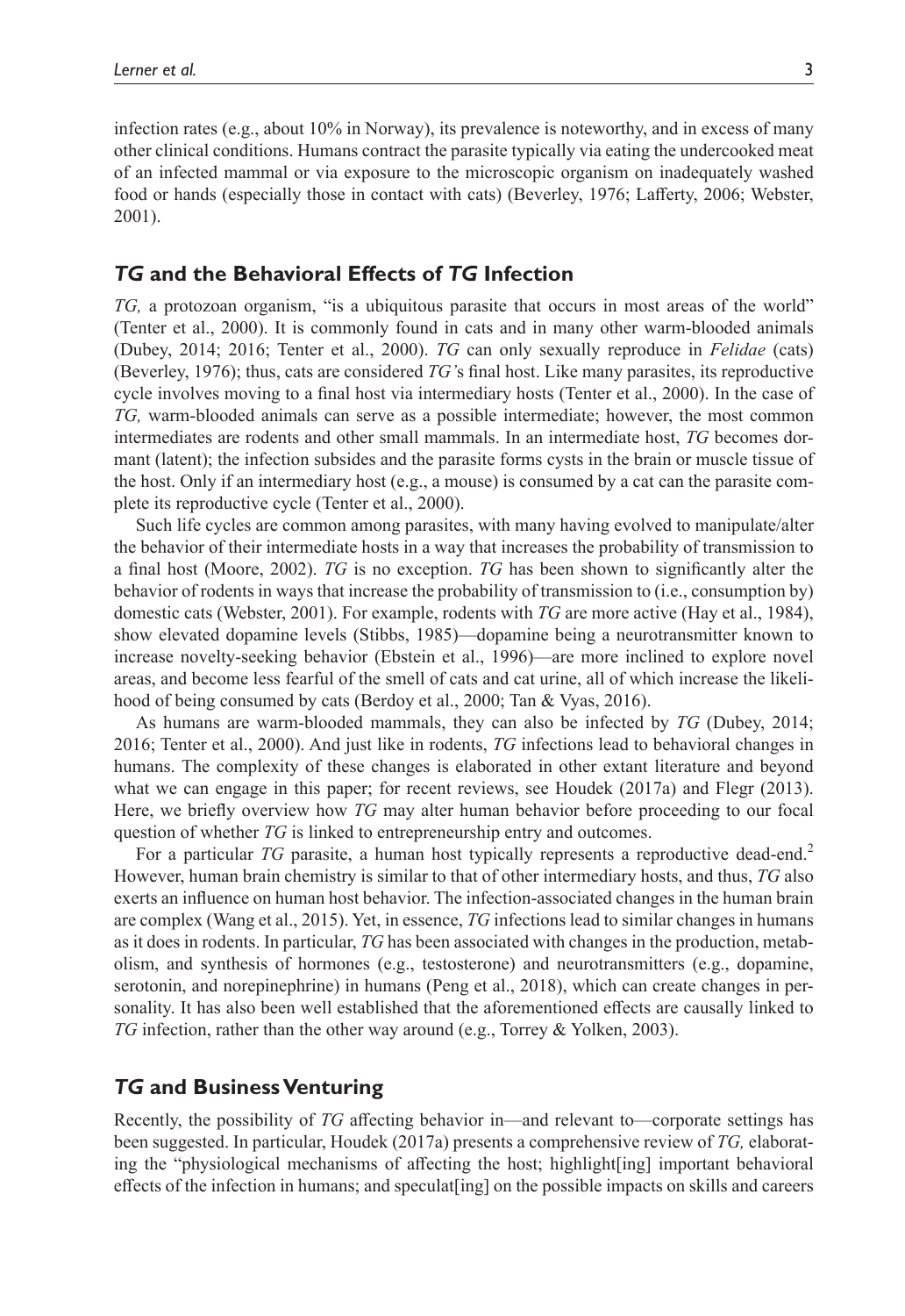infection rates (e.g., about 10% in Norway), its prevalence is noteworthy, and in excess of many other clinical conditions. Humans contract the parasite typically via eating the undercooked meat of an infected mammal or via exposure to the microscopic organism on inadequately washed food or hands (especially those in contact with cats) (Beverley, 1976; Lafferty, 2006; Webster, 2001).

## *TG* and the Behavioral Effects of *TG* Infection

*TG,* a protozoan organism, "is a ubiquitous parasite that occurs in most areas of the world" (Tenter et al., 2000). It is commonly found in cats and in many other warm-blooded animals (Dubey, 2014; 2016; Tenter et al., 2000). *TG* can only sexually reproduce in *Felidae* (cats) (Beverley, 1976); thus, cats are considered *TG'*s final host. Like many parasites, its reproductive cycle involves moving to a final host via intermediary hosts (Tenter et al., 2000). In the case of *TG,* warm-blooded animals can serve as a possible intermediate; however, the most common intermediates are rodents and other small mammals. In an intermediate host, *TG* becomes dormant (latent); the infection subsides and the parasite forms cysts in the brain or muscle tissue of the host. Only if an intermediary host (e.g., a mouse) is consumed by a cat can the parasite complete its reproductive cycle (Tenter et al., 2000).

Such life cycles are common among parasites, with many having evolved to manipulate/alter the behavior of their intermediate hosts in a way that increases the probability of transmission to a final host (Moore, 2002). *TG* is no exception. *TG* has been shown to significantly alter the behavior of rodents in ways that increase the probability of transmission to (i.e., consumption by) domestic cats (Webster, 2001). For example, rodents with *TG* are more active (Hay et al., 1984), show elevated dopamine levels (Stibbs, 1985)—dopamine being a neurotransmitter known to increase novelty-seeking behavior (Ebstein et al., 1996)—are more inclined to explore novel areas, and become less fearful of the smell of cats and cat urine, all of which increase the likelihood of being consumed by cats (Berdoy et al., 2000; Tan & Vyas, 2016).

As humans are warm-blooded mammals, they can also be infected by *TG* (Dubey, 2014; 2016; Tenter et al., 2000). And just like in rodents, *TG* infections lead to behavioral changes in humans. The complexity of these changes is elaborated in other extant literature and beyond what we can engage in this paper; for recent reviews, see Houdek (2017a) and Flegr (2013). Here, we briefly overview how *TG* may alter human behavior before proceeding to our focal question of whether *TG* is linked to entrepreneurship entry and outcomes.

For a particular *TG* parasite, a human host typically represents a reproductive dead-end.[2] However, human brain chemistry is similar to that of other intermediary hosts, and thus, *TG* also exerts an influence on human host behavior. The infection-associated changes in the human brain are complex (Wang et al., 2015). Yet, in essence, *TG* infections lead to similar changes in humans as it does in rodents. In particular, *TG* has been associated with changes in the production, metabolism, and synthesis of hormones (e.g., testosterone) and neurotransmitters (e.g., dopamine, serotonin, and norepinephrine) in humans (Peng et al., 2018), which can create changes in personality. It has also been well established that the aforementioned effects are causally linked to *TG* infection, rather than the other way around (e.g., Torrey & Yolken, 2003).

## *TG* and Business Venturing

Recently, the possibility of *TG* affecting behavior in—and relevant to—corporate settings has been suggested. In particular, Houdek (2017a) presents a comprehensive review of *TG,* elaborating the "physiological mechanisms of affecting the host; highlight[ing] important behavioral effects of the infection in humans; and speculat[ing] on the possible impacts on skills and careers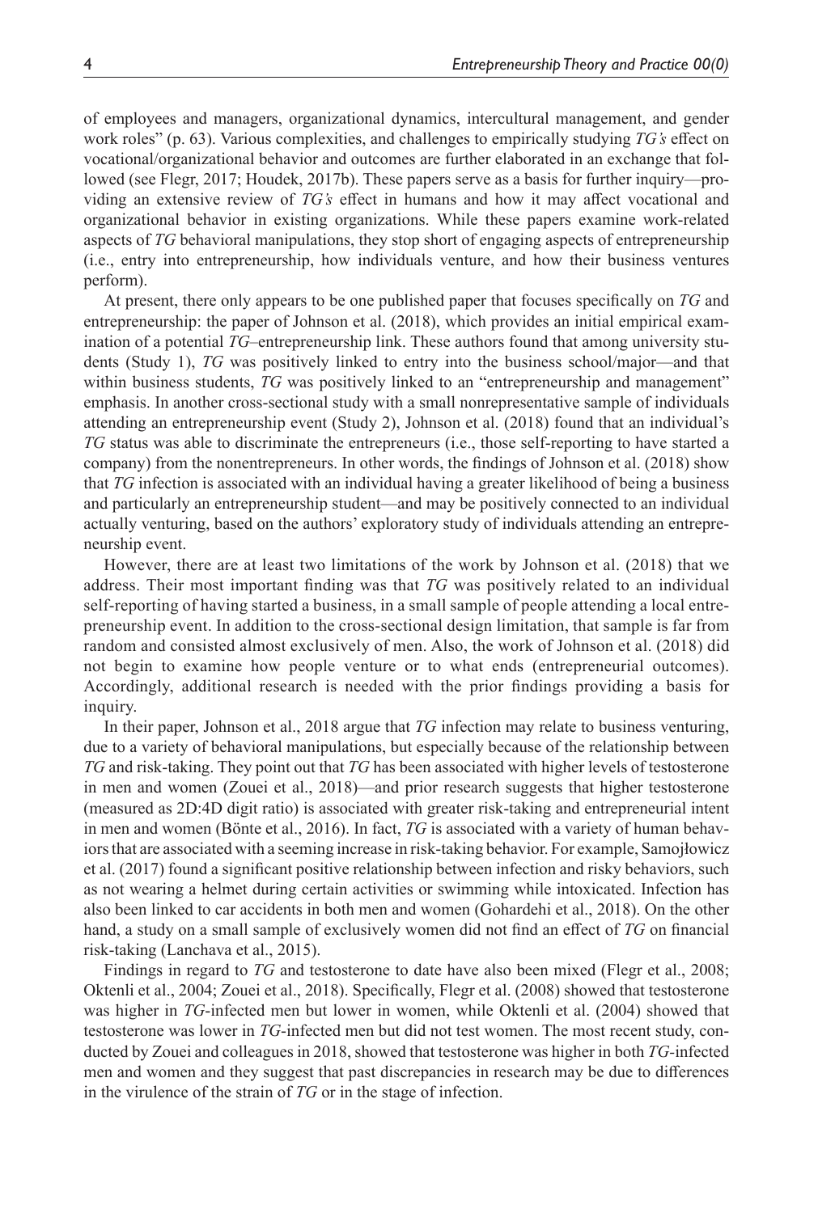of employees and managers, organizational dynamics, intercultural management, and gender work roles" (p. 63). Various complexities, and challenges to empirically studying *TG's* effect on vocational/organizational behavior and outcomes are further elaborated in an exchange that followed (see Flegr, 2017; Houdek, 2017b). These papers serve as a basis for further inquiry—providing an extensive review of *TG's* effect in humans and how it may affect vocational and organizational behavior in existing organizations. While these papers examine work-related aspects of *TG* behavioral manipulations, they stop short of engaging aspects of entrepreneurship (i.e., entry into entrepreneurship, how individuals venture, and how their business ventures perform).

At present, there only appears to be one published paper that focuses specifically on *TG* and entrepreneurship: the paper of Johnson et al. (2018), which provides an initial empirical examination of a potential *TG*–entrepreneurship link. These authors found that among university students (Study 1), *TG* was positively linked to entry into the business school/major—and that within business students, *TG* was positively linked to an "entrepreneurship and management" emphasis. In another cross-sectional study with a small nonrepresentative sample of individuals attending an entrepreneurship event (Study 2), Johnson et al. (2018) found that an individual's *TG* status was able to discriminate the entrepreneurs (i.e., those self-reporting to have started a company) from the nonentrepreneurs. In other words, the findings of Johnson et al. (2018) show that *TG* infection is associated with an individual having a greater likelihood of being a business and particularly an entrepreneurship student—and may be positively connected to an individual actually venturing, based on the authors' exploratory study of individuals attending an entrepreneurship event.

However, there are at least two limitations of the work by Johnson et al. (2018) that we address. Their most important finding was that *TG* was positively related to an individual self-reporting of having started a business, in a small sample of people attending a local entrepreneurship event. In addition to the cross-sectional design limitation, that sample is far from random and consisted almost exclusively of men. Also, the work of Johnson et al. (2018) did not begin to examine how people venture or to what ends (entrepreneurial outcomes). Accordingly, additional research is needed with the prior findings providing a basis for inquiry.

In their paper, Johnson et al., 2018 argue that *TG* infection may relate to business venturing, due to a variety of behavioral manipulations, but especially because of the relationship between *TG* and risk-taking. They point out that *TG* has been associated with higher levels of testosterone in men and women (Zouei et al., 2018)—and prior research suggests that higher testosterone (measured as 2D:4D digit ratio) is associated with greater risk-taking and entrepreneurial intent in men and women (Bönte et al., 2016). In fact, *TG* is associated with a variety of human behaviors that are associated with a seeming increase in risk-taking behavior. For example, Samojłowicz et al. (2017) found a significant positive relationship between infection and risky behaviors, such as not wearing a helmet during certain activities or swimming while intoxicated. Infection has also been linked to car accidents in both men and women (Gohardehi et al., 2018). On the other hand, a study on a small sample of exclusively women did not find an effect of *TG* on financial risk-taking (Lanchava et al., 2015).

Findings in regard to *TG* and testosterone to date have also been mixed (Flegr et al., 2008; Oktenli et al., 2004; Zouei et al., 2018). Specifically, Flegr et al. (2008) showed that testosterone was higher in *TG*-infected men but lower in women, while Oktenli et al. (2004) showed that testosterone was lower in *TG*-infected men but did not test women. The most recent study, conducted by Zouei and colleagues in 2018, showed that testosterone was higher in both *TG*-infected men and women and they suggest that past discrepancies in research may be due to differences in the virulence of the strain of *TG* or in the stage of infection.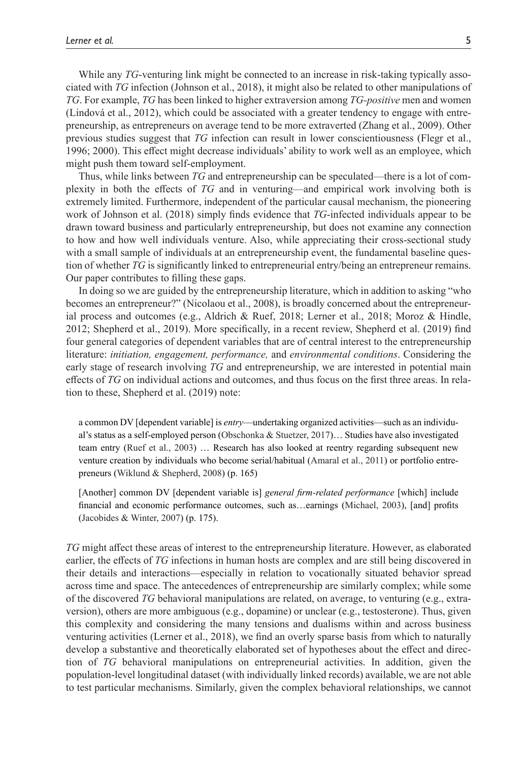While any *TG*-venturing link might be connected to an increase in risk-taking typically associated with *TG* infection (Johnson et al., 2018), it might also be related to other manipulations of *TG*. For example, *TG* has been linked to higher extraversion among *TG-positive* men and women (Lindová et al., 2012), which could be associated with a greater tendency to engage with entrepreneurship, as entrepreneurs on average tend to be more extraverted (Zhang et al., 2009). Other previous studies suggest that *TG* infection can result in lower conscientiousness (Flegr et al., 1996; 2000). This effect might decrease individuals' ability to work well as an employee, which might push them toward self-employment.

Thus, while links between *TG* and entrepreneurship can be speculated—there is a lot of complexity in both the effects of *TG* and in venturing—and empirical work involving both is extremely limited. Furthermore, independent of the particular causal mechanism, the pioneering work of Johnson et al. (2018) simply finds evidence that *TG*-infected individuals appear to be drawn toward business and particularly entrepreneurship, but does not examine any connection to how and how well individuals venture. Also, while appreciating their cross-sectional study with a small sample of individuals at an entrepreneurship event, the fundamental baseline question of whether *TG* is significantly linked to entrepreneurial entry/being an entrepreneur remains. Our paper contributes to filling these gaps.

In doing so we are guided by the entrepreneurship literature, which in addition to asking "who becomes an entrepreneur?" (Nicolaou et al., 2008), is broadly concerned about the entrepreneurial process and outcomes (e.g., Aldrich & Ruef, 2018; Lerner et al., 2018; Moroz & Hindle, 2012; Shepherd et al., 2019). More specifically, in a recent review, Shepherd et al. (2019) find four general categories of dependent variables that are of central interest to the entrepreneurship literature: *initiation, engagement, performance,* and *environmental conditions*. Considering the early stage of research involving *TG* and entrepreneurship, we are interested in potential main effects of *TG* on individual actions and outcomes, and thus focus on the first three areas. In relation to these, Shepherd et al. (2019) note:

> a common DV [dependent variable] is *entry*—undertaking organized activities—such as an individual's status as a self-employed person (Obschonka & Stuetzer, 2017)… Studies have also investigated team entry (Ruef et al., 2003) … Research has also looked at reentry regarding subsequent new venture creation by individuals who become serial/habitual (Amaral et al., 2011) or portfolio entrepreneurs (Wiklund & Shepherd, 2008) (p. 165)
>
> [Another] common DV [dependent variable is] *general firm-related performance* [which] include financial and economic performance outcomes, such as…earnings (Michael, 2003), [and] profits (Jacobides & Winter, 2007) (p. 175).

*TG* might affect these areas of interest to the entrepreneurship literature. However, as elaborated earlier, the effects of *TG* infections in human hosts are complex and are still being discovered in their details and interactions—especially in relation to vocationally situated behavior spread across time and space. The antecedences of entrepreneurship are similarly complex; while some of the discovered *TG* behavioral manipulations are related, on average, to venturing (e.g., extraversion), others are more ambiguous (e.g., dopamine) or unclear (e.g., testosterone). Thus, given this complexity and considering the many tensions and dualisms within and across business venturing activities (Lerner et al., 2018), we find an overly sparse basis from which to naturally develop a substantive and theoretically elaborated set of hypotheses about the effect and direction of *TG* behavioral manipulations on entrepreneurial activities. In addition, given the population-level longitudinal dataset (with individually linked records) available, we are not able to test particular mechanisms. Similarly, given the complex behavioral relationships, we cannot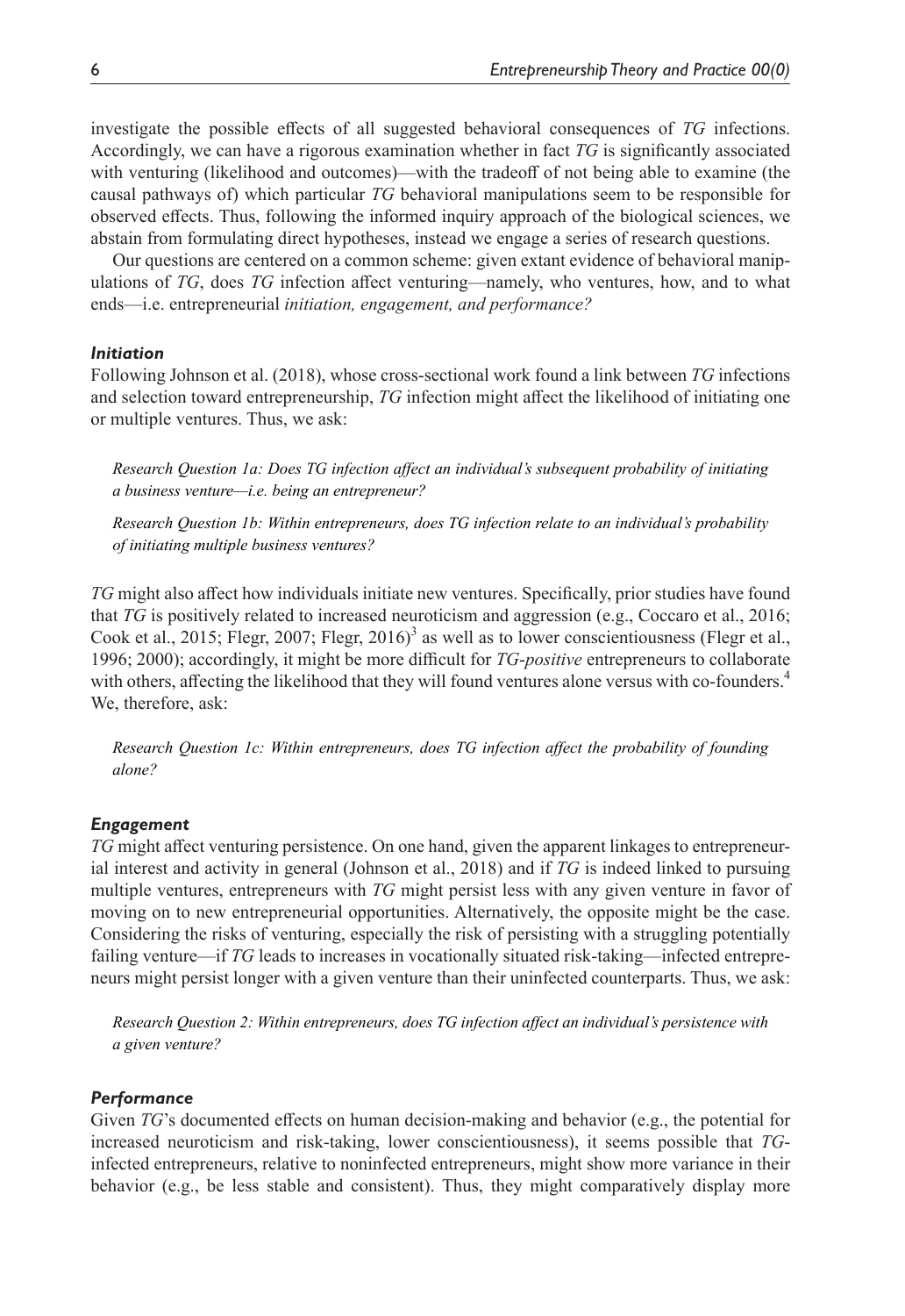investigate the possible effects of all suggested behavioral consequences of *TG* infections. Accordingly, we can have a rigorous examination whether in fact *TG* is significantly associated with venturing (likelihood and outcomes)—with the tradeoff of not being able to examine (the causal pathways of) which particular *TG* behavioral manipulations seem to be responsible for observed effects. Thus, following the informed inquiry approach of the biological sciences, we abstain from formulating direct hypotheses, instead we engage a series of research questions.

Our questions are centered on a common scheme: given extant evidence of behavioral manipulations of *TG*, does *TG* infection affect venturing—namely, who ventures, how, and to what ends—i.e. entrepreneurial *initiation, engagement, and performance?*

### *Initiation*

Following Johnson et al. (2018), whose cross-sectional work found a link between *TG* infections and selection toward entrepreneurship, *TG* infection might affect the likelihood of initiating one or multiple ventures. Thus, we ask:

> *Research Question 1a: Does TG infection affect an individual's subsequent probability of initiating a business venture—i.e. being an entrepreneur?*

> *Research Question 1b: Within entrepreneurs, does TG infection relate to an individual's probability of initiating multiple business ventures?*

*TG* might also affect how individuals initiate new ventures. Specifically, prior studies have found that *TG* is positively related to increased neuroticism and aggression (e.g., Coccaro et al., 2016; Cook et al., 2015; Flegr, 2007; Flegr, 2016)[3] as well as to lower conscientiousness (Flegr et al., 1996; 2000); accordingly, it might be more difficult for *TG-positive* entrepreneurs to collaborate with others, affecting the likelihood that they will found ventures alone versus with co-founders.[4] We, therefore, ask:

> *Research Question 1c: Within entrepreneurs, does TG infection affect the probability of founding alone?*

### *Engagement*

*TG* might affect venturing persistence. On one hand, given the apparent linkages to entrepreneurial interest and activity in general (Johnson et al., 2018) and if *TG* is indeed linked to pursuing multiple ventures, entrepreneurs with *TG* might persist less with any given venture in favor of moving on to new entrepreneurial opportunities. Alternatively, the opposite might be the case. Considering the risks of venturing, especially the risk of persisting with a struggling potentially failing venture—if *TG* leads to increases in vocationally situated risk-taking—infected entrepreneurs might persist longer with a given venture than their uninfected counterparts. Thus, we ask:

> *Research Question 2: Within entrepreneurs, does TG infection affect an individual's persistence with a given venture?*

### *Performance*

Given *TG*'s documented effects on human decision-making and behavior (e.g., the potential for increased neuroticism and risk-taking, lower conscientiousness), it seems possible that *TG*-infected entrepreneurs, relative to noninfected entrepreneurs, might show more variance in their behavior (e.g., be less stable and consistent). Thus, they might comparatively display more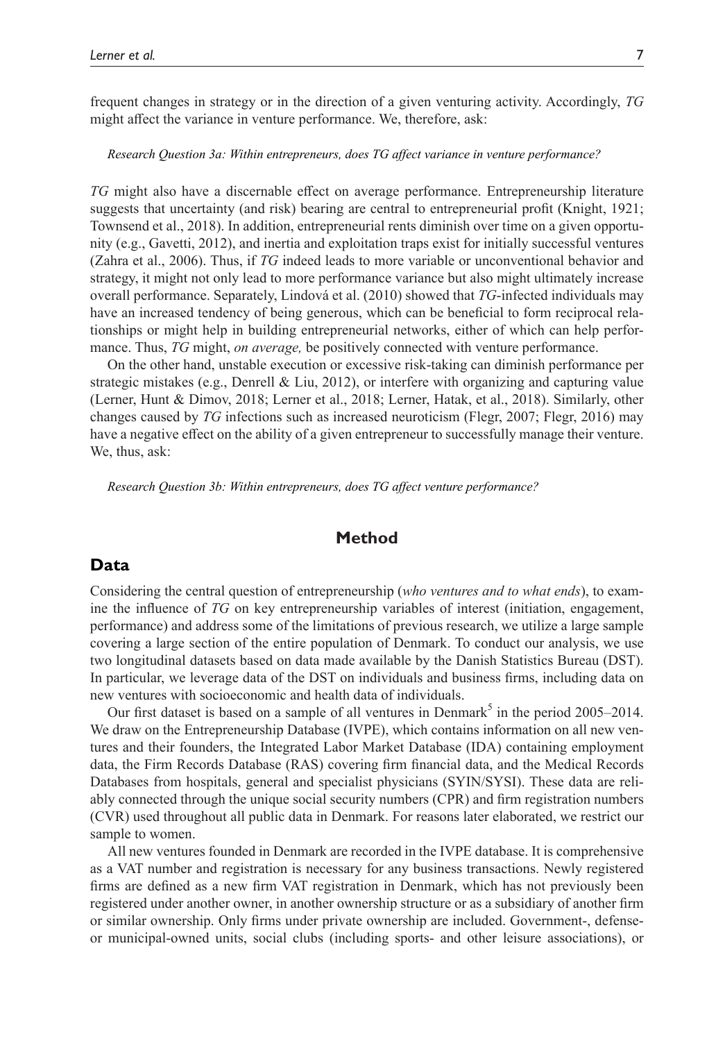frequent changes in strategy or in the direction of a given venturing activity. Accordingly, *TG* might affect the variance in venture performance. We, therefore, ask:

*Research Question 3a: Within entrepreneurs, does TG affect variance in venture performance?*

*TG* might also have a discernable effect on average performance. Entrepreneurship literature suggests that uncertainty (and risk) bearing are central to entrepreneurial profit (Knight, 1921; Townsend et al., 2018). In addition, entrepreneurial rents diminish over time on a given opportunity (e.g., Gavetti, 2012), and inertia and exploitation traps exist for initially successful ventures (Zahra et al., 2006). Thus, if *TG* indeed leads to more variable or unconventional behavior and strategy, it might not only lead to more performance variance but also might ultimately increase overall performance. Separately, Lindová et al. (2010) showed that *TG*-infected individuals may have an increased tendency of being generous, which can be beneficial to form reciprocal relationships or might help in building entrepreneurial networks, either of which can help performance. Thus, *TG* might, *on average,* be positively connected with venture performance.

On the other hand, unstable execution or excessive risk-taking can diminish performance per strategic mistakes (e.g., Denrell & Liu, 2012), or interfere with organizing and capturing value (Lerner, Hunt & Dimov, 2018; Lerner et al., 2018; Lerner, Hatak, et al., 2018). Similarly, other changes caused by *TG* infections such as increased neuroticism (Flegr, 2007; Flegr, 2016) may have a negative effect on the ability of a given entrepreneur to successfully manage their venture. We, thus, ask:

*Research Question 3b: Within entrepreneurs, does TG affect venture performance?*

# Method

## Data

Considering the central question of entrepreneurship (*who ventures and to what ends*), to examine the influence of *TG* on key entrepreneurship variables of interest (initiation, engagement, performance) and address some of the limitations of previous research, we utilize a large sample covering a large section of the entire population of Denmark. To conduct our analysis, we use two longitudinal datasets based on data made available by the Danish Statistics Bureau (DST). In particular, we leverage data of the DST on individuals and business firms, including data on new ventures with socioeconomic and health data of individuals.

Our first dataset is based on a sample of all ventures in Denmark[5] in the period 2005–2014. We draw on the Entrepreneurship Database (IVPE), which contains information on all new ventures and their founders, the Integrated Labor Market Database (IDA) containing employment data, the Firm Records Database (RAS) covering firm financial data, and the Medical Records Databases from hospitals, general and specialist physicians (SYIN/SYSI). These data are reliably connected through the unique social security numbers (CPR) and firm registration numbers (CVR) used throughout all public data in Denmark. For reasons later elaborated, we restrict our sample to women.

All new ventures founded in Denmark are recorded in the IVPE database. It is comprehensive as a VAT number and registration is necessary for any business transactions. Newly registered firms are defined as a new firm VAT registration in Denmark, which has not previously been registered under another owner, in another ownership structure or as a subsidiary of another firm or similar ownership. Only firms under private ownership are included. Government-, defense- or municipal-owned units, social clubs (including sports- and other leisure associations), or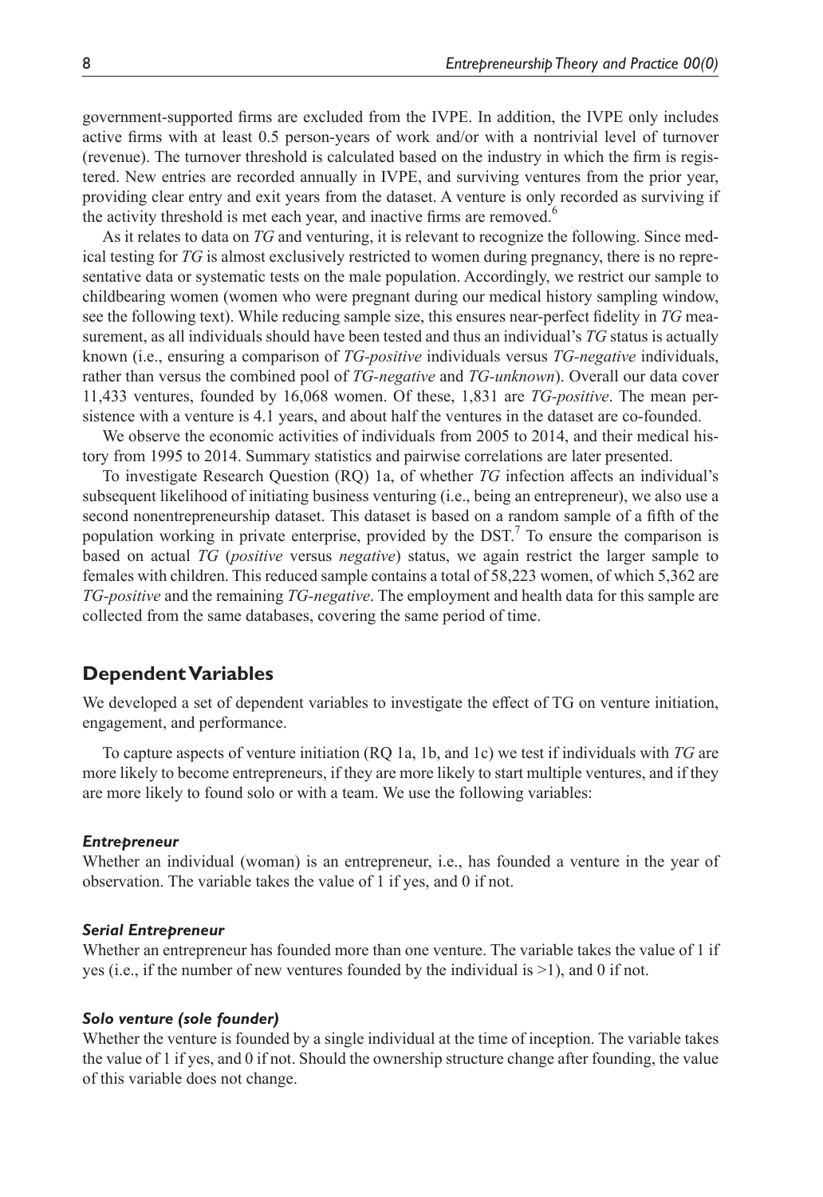government-supported firms are excluded from the IVPE. In addition, the IVPE only includes active firms with at least 0.5 person-years of work and/or with a nontrivial level of turnover (revenue). The turnover threshold is calculated based on the industry in which the firm is registered. New entries are recorded annually in IVPE, and surviving ventures from the prior year, providing clear entry and exit years from the dataset. A venture is only recorded as surviving if the activity threshold is met each year, and inactive firms are removed.[6]

As it relates to data on *TG* and venturing, it is relevant to recognize the following. Since medical testing for *TG* is almost exclusively restricted to women during pregnancy, there is no representative data or systematic tests on the male population. Accordingly, we restrict our sample to childbearing women (women who were pregnant during our medical history sampling window, see the following text). While reducing sample size, this ensures near-perfect fidelity in *TG* measurement, as all individuals should have been tested and thus an individual's *TG* status is actually known (i.e., ensuring a comparison of *TG-positive* individuals versus *TG-negative* individuals, rather than versus the combined pool of *TG-negative* and *TG-unknown*). Overall our data cover 11,433 ventures, founded by 16,068 women. Of these, 1,831 are *TG-positive*. The mean persistence with a venture is 4.1 years, and about half the ventures in the dataset are co-founded.

We observe the economic activities of individuals from 2005 to 2014, and their medical history from 1995 to 2014. Summary statistics and pairwise correlations are later presented.

To investigate Research Question (RQ) 1a, of whether *TG* infection affects an individual's subsequent likelihood of initiating business venturing (i.e., being an entrepreneur), we also use a second nonentrepreneurship dataset. This dataset is based on a random sample of a fifth of the population working in private enterprise, provided by the DST.[7] To ensure the comparison is based on actual *TG* (*positive* versus *negative*) status, we again restrict the larger sample to females with children. This reduced sample contains a total of 58,223 women, of which 5,362 are *TG-positive* and the remaining *TG-negative*. The employment and health data for this sample are collected from the same databases, covering the same period of time.

## Dependent Variables

We developed a set of dependent variables to investigate the effect of TG on venture initiation, engagement, and performance.

To capture aspects of venture initiation (RQ 1a, 1b, and 1c) we test if individuals with *TG* are more likely to become entrepreneurs, if they are more likely to start multiple ventures, and if they are more likely to found solo or with a team. We use the following variables:

#### *Entrepreneur*

Whether an individual (woman) is an entrepreneur, i.e., has founded a venture in the year of observation. The variable takes the value of 1 if yes, and 0 if not.

#### *Serial Entrepreneur*

Whether an entrepreneur has founded more than one venture. The variable takes the value of 1 if yes (i.e., if the number of new ventures founded by the individual is >1), and 0 if not.

#### *Solo venture (sole founder)*

Whether the venture is founded by a single individual at the time of inception. The variable takes the value of 1 if yes, and 0 if not. Should the ownership structure change after founding, the value of this variable does not change.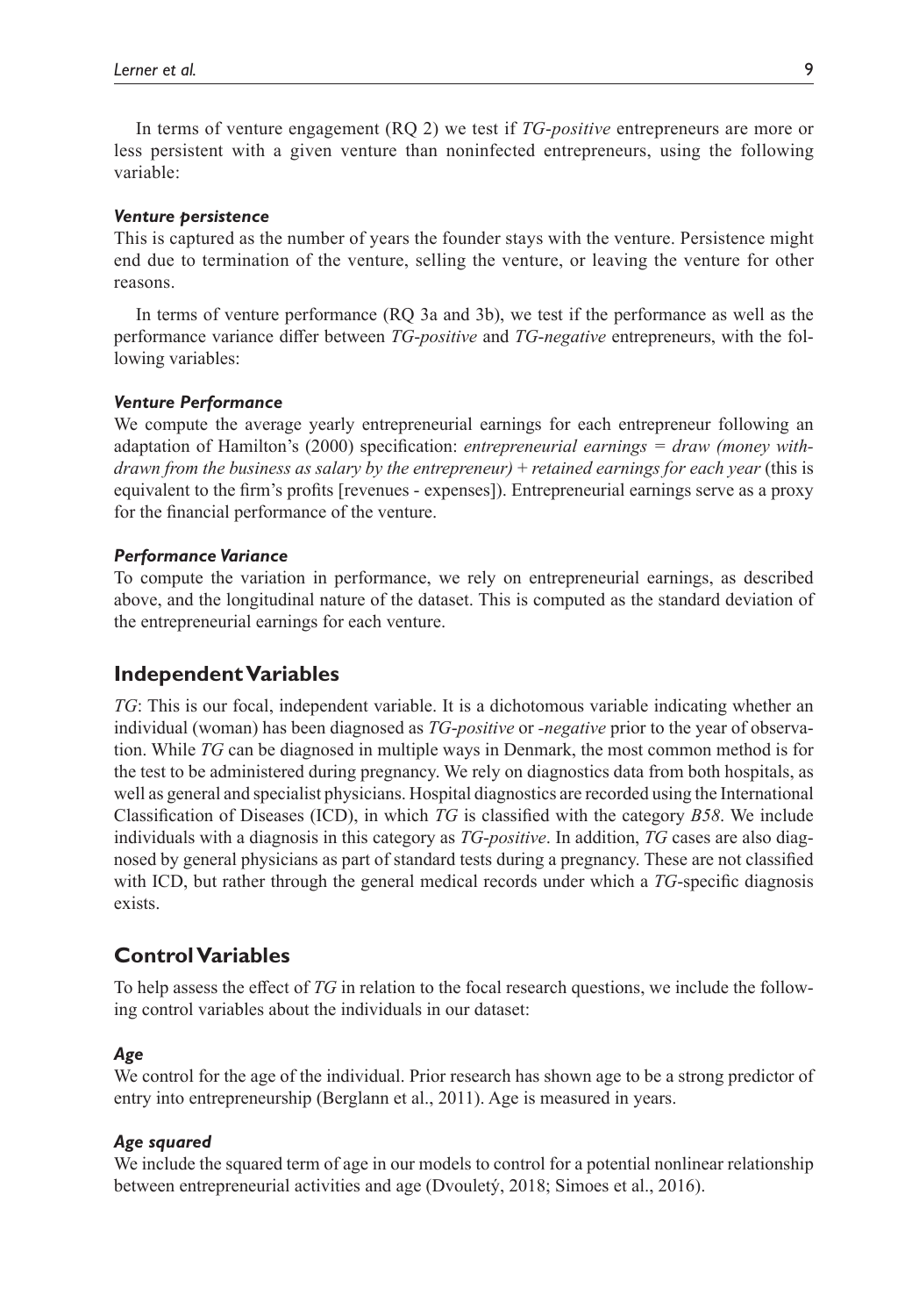In terms of venture engagement (RQ 2) we test if *TG-positive* entrepreneurs are more or less persistent with a given venture than noninfected entrepreneurs, using the following variable:

#### *Venture persistence*

This is captured as the number of years the founder stays with the venture. Persistence might end due to termination of the venture, selling the venture, or leaving the venture for other reasons.

In terms of venture performance (RQ 3a and 3b), we test if the performance as well as the performance variance differ between *TG-positive* and *TG-negative* entrepreneurs, with the following variables:

#### *Venture Performance*

We compute the average yearly entrepreneurial earnings for each entrepreneur following an adaptation of Hamilton's (2000) specification: *entrepreneurial earnings = draw (money withdrawn from the business as salary by the entrepreneur) + retained earnings for each year* (this is equivalent to the firm's profits [revenues - expenses]). Entrepreneurial earnings serve as a proxy for the financial performance of the venture.

#### *Performance Variance*

To compute the variation in performance, we rely on entrepreneurial earnings, as described above, and the longitudinal nature of the dataset. This is computed as the standard deviation of the entrepreneurial earnings for each venture.

## Independent Variables

*TG*: This is our focal, independent variable. It is a dichotomous variable indicating whether an individual (woman) has been diagnosed as *TG-positive* or *-negative* prior to the year of observation. While *TG* can be diagnosed in multiple ways in Denmark, the most common method is for the test to be administered during pregnancy. We rely on diagnostics data from both hospitals, as well as general and specialist physicians. Hospital diagnostics are recorded using the International Classification of Diseases (ICD), in which *TG* is classified with the category *B58*. We include individuals with a diagnosis in this category as *TG-positive*. In addition, *TG* cases are also diagnosed by general physicians as part of standard tests during a pregnancy. These are not classified with ICD, but rather through the general medical records under which a *TG*-specific diagnosis exists.

## Control Variables

To help assess the effect of *TG* in relation to the focal research questions, we include the following control variables about the individuals in our dataset:

#### *Age*

We control for the age of the individual. Prior research has shown age to be a strong predictor of entry into entrepreneurship (Berglann et al., 2011). Age is measured in years.

#### *Age squared*

We include the squared term of age in our models to control for a potential nonlinear relationship between entrepreneurial activities and age (Dvouletý, 2018; Simoes et al., 2016).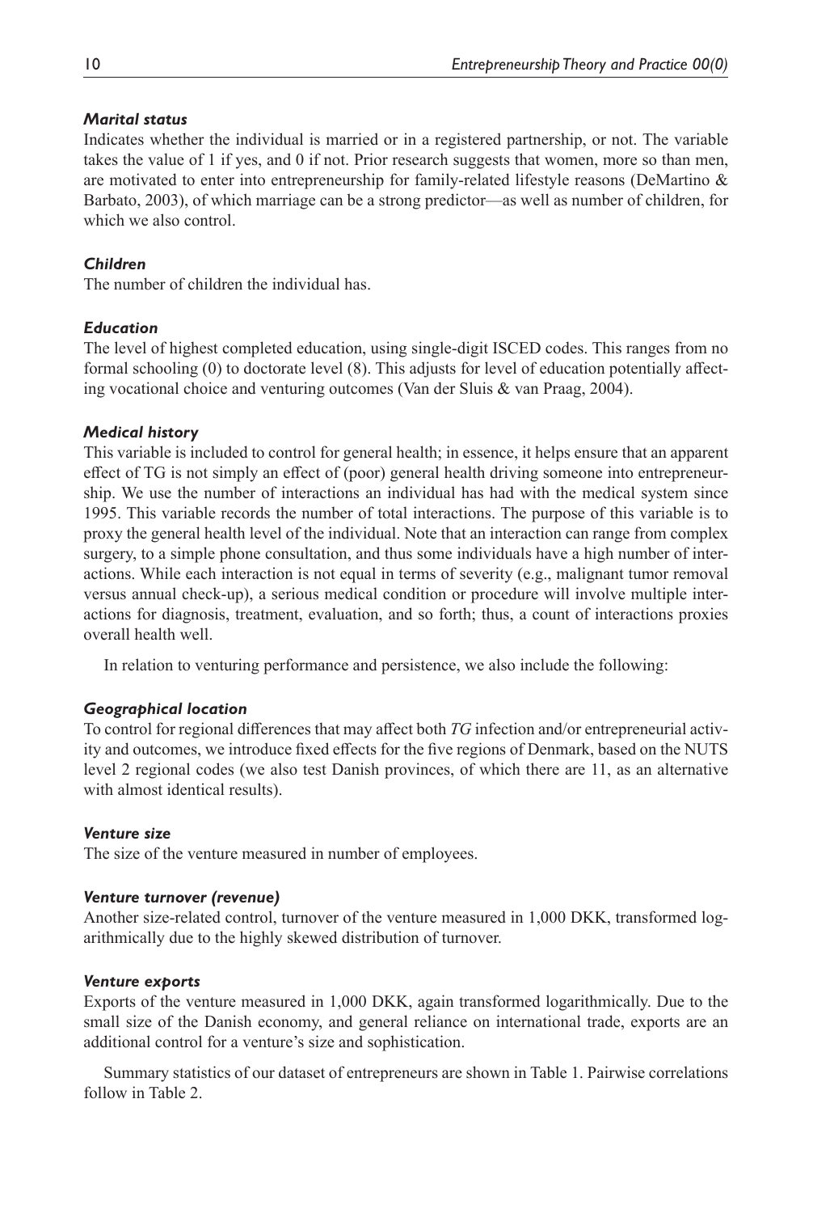#### *Marital status*

Indicates whether the individual is married or in a registered partnership, or not. The variable takes the value of 1 if yes, and 0 if not. Prior research suggests that women, more so than men, are motivated to enter into entrepreneurship for family-related lifestyle reasons (DeMartino & Barbato, 2003), of which marriage can be a strong predictor—as well as number of children, for which we also control.

#### *Children*

The number of children the individual has.

#### *Education*

The level of highest completed education, using single-digit ISCED codes. This ranges from no formal schooling (0) to doctorate level (8). This adjusts for level of education potentially affecting vocational choice and venturing outcomes (Van der Sluis & van Praag, 2004).

#### *Medical history*

This variable is included to control for general health; in essence, it helps ensure that an apparent effect of TG is not simply an effect of (poor) general health driving someone into entrepreneurship. We use the number of interactions an individual has had with the medical system since 1995. This variable records the number of total interactions. The purpose of this variable is to proxy the general health level of the individual. Note that an interaction can range from complex surgery, to a simple phone consultation, and thus some individuals have a high number of interactions. While each interaction is not equal in terms of severity (e.g., malignant tumor removal versus annual check-up), a serious medical condition or procedure will involve multiple interactions for diagnosis, treatment, evaluation, and so forth; thus, a count of interactions proxies overall health well.

In relation to venturing performance and persistence, we also include the following:

#### *Geographical location*

To control for regional differences that may affect both *TG* infection and/or entrepreneurial activity and outcomes, we introduce fixed effects for the five regions of Denmark, based on the NUTS level 2 regional codes (we also test Danish provinces, of which there are 11, as an alternative with almost identical results).

#### *Venture size*

The size of the venture measured in number of employees.

#### *Venture turnover (revenue)*

Another size-related control, turnover of the venture measured in 1,000 DKK, transformed logarithmically due to the highly skewed distribution of turnover.

#### *Venture exports*

Exports of the venture measured in 1,000 DKK, again transformed logarithmically. Due to the small size of the Danish economy, and general reliance on international trade, exports are an additional control for a venture's size and sophistication.

Summary statistics of our dataset of entrepreneurs are shown in Table 1. Pairwise correlations follow in Table 2.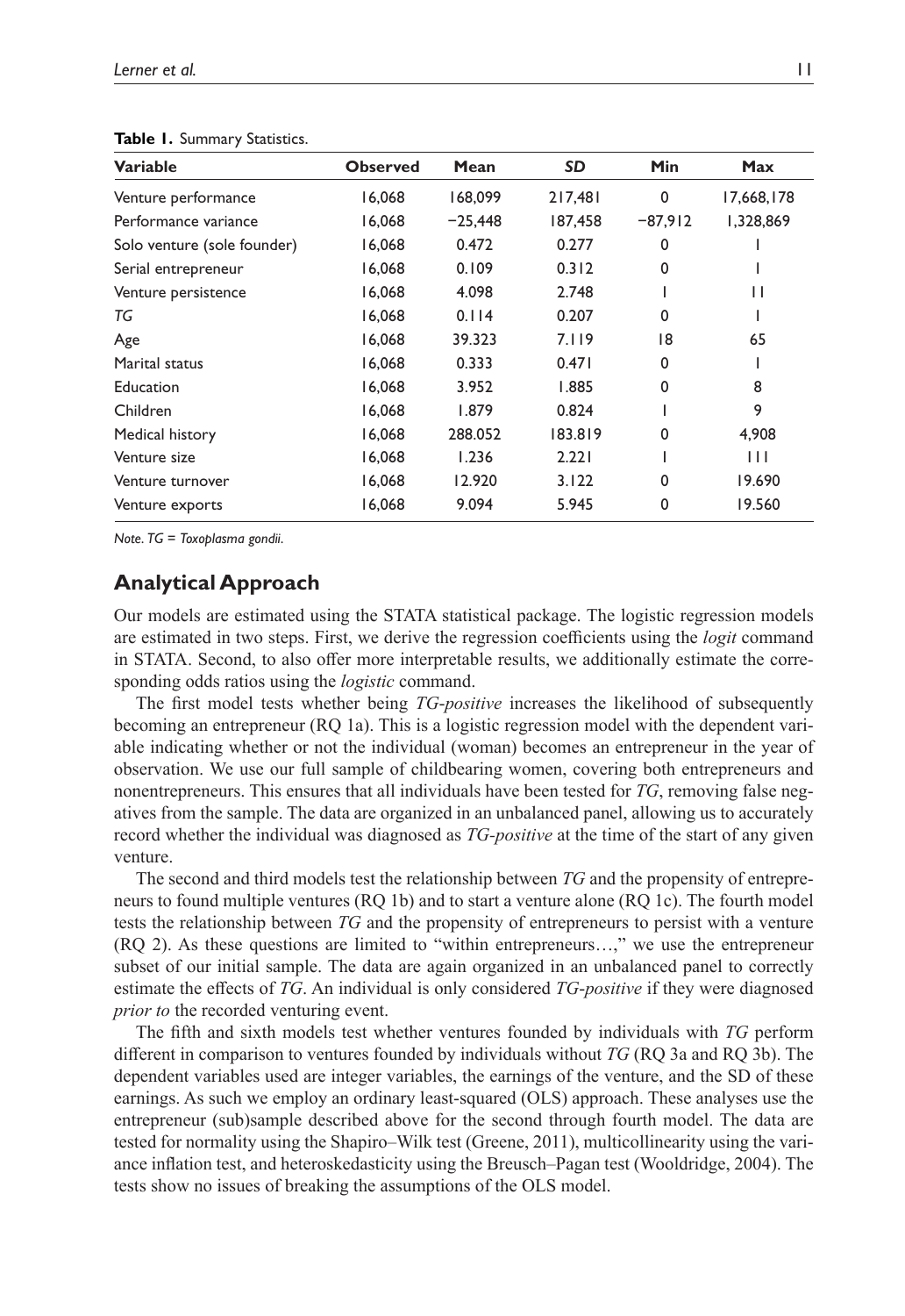**Table 1.** Summary Statistics.

| Variable | Observed | Mean | *SD* | Min | Max |
|---|---|---|---|---|---|
| Venture performance | 16,068 | 168,099 | 217,481 | 0 | 17,668,178 |
| Performance variance | 16,068 | −25,448 | 187,458 | −87,912 | 1,328,869 |
| Solo venture (sole founder) | 16,068 | 0.472 | 0.277 | 0 | 1 |
| Serial entrepreneur | 16,068 | 0.109 | 0.312 | 0 | 1 |
| Venture persistence | 16,068 | 4.098 | 2.748 | 1 | 11 |
| *TG* | 16,068 | 0.114 | 0.207 | 0 | 1 |
| Age | 16,068 | 39.323 | 7.119 | 18 | 65 |
| Marital status | 16,068 | 0.333 | 0.471 | 0 | 1 |
| Education | 16,068 | 3.952 | 1.885 | 0 | 8 |
| Children | 16,068 | 1.879 | 0.824 | 1 | 9 |
| Medical history | 16,068 | 288.052 | 183.819 | 0 | 4,908 |
| Venture size | 16,068 | 1.236 | 2.221 | 1 | 111 |
| Venture turnover | 16,068 | 12.920 | 3.122 | 0 | 19.690 |
| Venture exports | 16,068 | 9.094 | 5.945 | 0 | 19.560 |

*Note. TG = Toxoplasma gondii.*

## Analytical Approach

Our models are estimated using the STATA statistical package. The logistic regression models are estimated in two steps. First, we derive the regression coefficients using the *logit* command in STATA. Second, to also offer more interpretable results, we additionally estimate the corresponding odds ratios using the *logistic* command.

The first model tests whether being *TG-positive* increases the likelihood of subsequently becoming an entrepreneur (RQ 1a). This is a logistic regression model with the dependent variable indicating whether or not the individual (woman) becomes an entrepreneur in the year of observation. We use our full sample of childbearing women, covering both entrepreneurs and nonentrepreneurs. This ensures that all individuals have been tested for *TG*, removing false negatives from the sample. The data are organized in an unbalanced panel, allowing us to accurately record whether the individual was diagnosed as *TG-positive* at the time of the start of any given venture.

The second and third models test the relationship between *TG* and the propensity of entrepreneurs to found multiple ventures (RQ 1b) and to start a venture alone (RQ 1c). The fourth model tests the relationship between *TG* and the propensity of entrepreneurs to persist with a venture (RQ 2). As these questions are limited to "within entrepreneurs…," we use the entrepreneur subset of our initial sample. The data are again organized in an unbalanced panel to correctly estimate the effects of *TG*. An individual is only considered *TG-positive* if they were diagnosed *prior to* the recorded venturing event.

The fifth and sixth models test whether ventures founded by individuals with *TG* perform different in comparison to ventures founded by individuals without *TG* (RQ 3a and RQ 3b). The dependent variables used are integer variables, the earnings of the venture, and the SD of these earnings. As such we employ an ordinary least-squared (OLS) approach. These analyses use the entrepreneur (sub)sample described above for the second through fourth model. The data are tested for normality using the Shapiro–Wilk test (Greene, 2011), multicollinearity using the variance inflation test, and heteroskedasticity using the Breusch–Pagan test (Wooldridge, 2004). The tests show no issues of breaking the assumptions of the OLS model.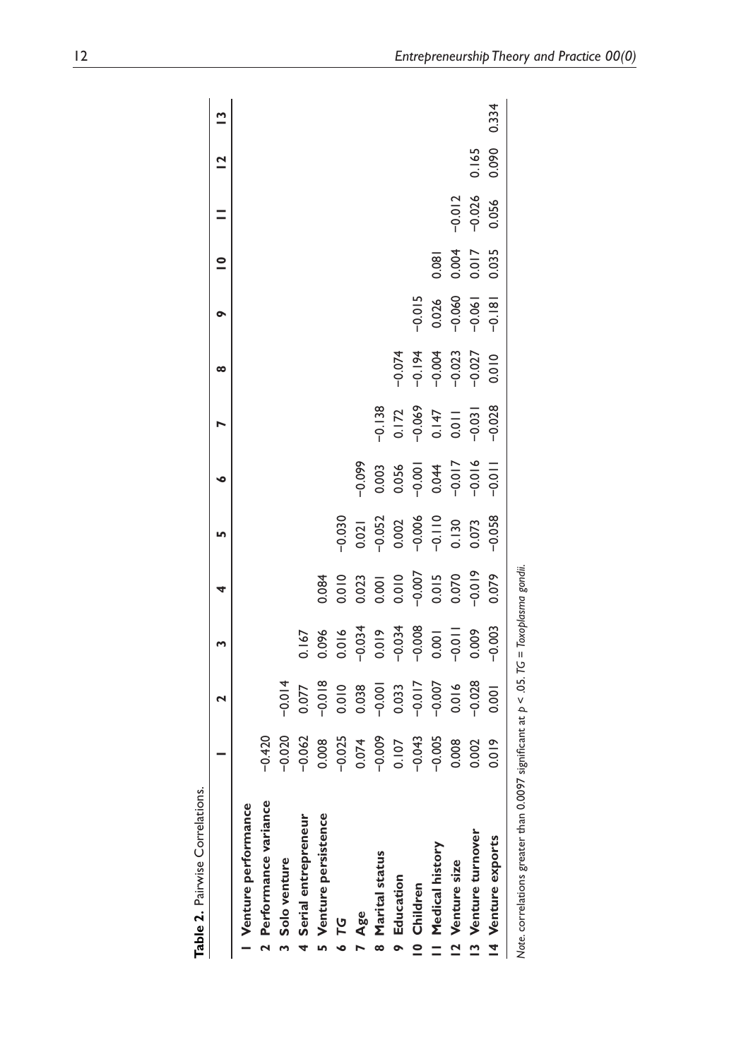**Table 2.** Pairwise Correlations.

| | 1 | 2 | 3 | 4 | 5 | 6 | 7 | 8 | 9 | 10 | 11 | 12 | 13 |
|---|---|---|---|---|---|---|---|---|---|---|---|---|---|
| **1 Venture performance** | | | | | | | | | | | | | |
| **2 Performance variance** | −0.420 | | | | | | | | | | | | |
| **3 Solo venture** | −0.020 | −0.014 | | | | | | | | | | | |
| **4 Serial entrepreneur** | −0.062 | 0.077 | 0.167 | | | | | | | | | | |
| **5 Venture persistence** | 0.008 | −0.018 | 0.096 | 0.084 | | | | | | | | | |
| **6 *TG*** | −0.025 | 0.010 | 0.016 | 0.010 | −0.030 | | | | | | | | |
| **7 Age** | 0.074 | 0.038 | −0.034 | 0.023 | 0.021 | −0.099 | | | | | | | |
| **8 Marital status** | −0.009 | −0.001 | 0.019 | 0.001 | −0.052 | 0.003 | −0.138 | | | | | | |
| **9 Education** | 0.107 | 0.033 | −0.034 | 0.010 | 0.002 | 0.056 | 0.172 | −0.074 | | | | | |
| **10 Children** | −0.043 | −0.017 | −0.008 | −0.007 | −0.006 | −0.001 | −0.069 | −0.194 | −0.015 | | | | |
| **11 Medical history** | −0.005 | −0.007 | 0.001 | 0.015 | −0.110 | 0.044 | 0.147 | −0.004 | 0.026 | 0.081 | | | |
| **12 Venture size** | 0.008 | 0.016 | −0.011 | 0.070 | 0.130 | −0.017 | 0.011 | −0.023 | −0.060 | 0.004 | −0.012 | | |
| **13 Venture turnover** | 0.002 | −0.028 | 0.009 | −0.019 | 0.073 | −0.016 | −0.031 | −0.027 | −0.061 | 0.017 | −0.026 | 0.165 | |
| **14 Venture exports** | 0.019 | 0.001 | −0.003 | 0.079 | −0.058 | −0.011 | −0.028 | 0.010 | −0.181 | 0.035 | 0.056 | 0.090 | 0.334 |

*Note.* correlations greater than 0.0097 significant at $p < .05$. *TG* = *Toxoplasma gondii*.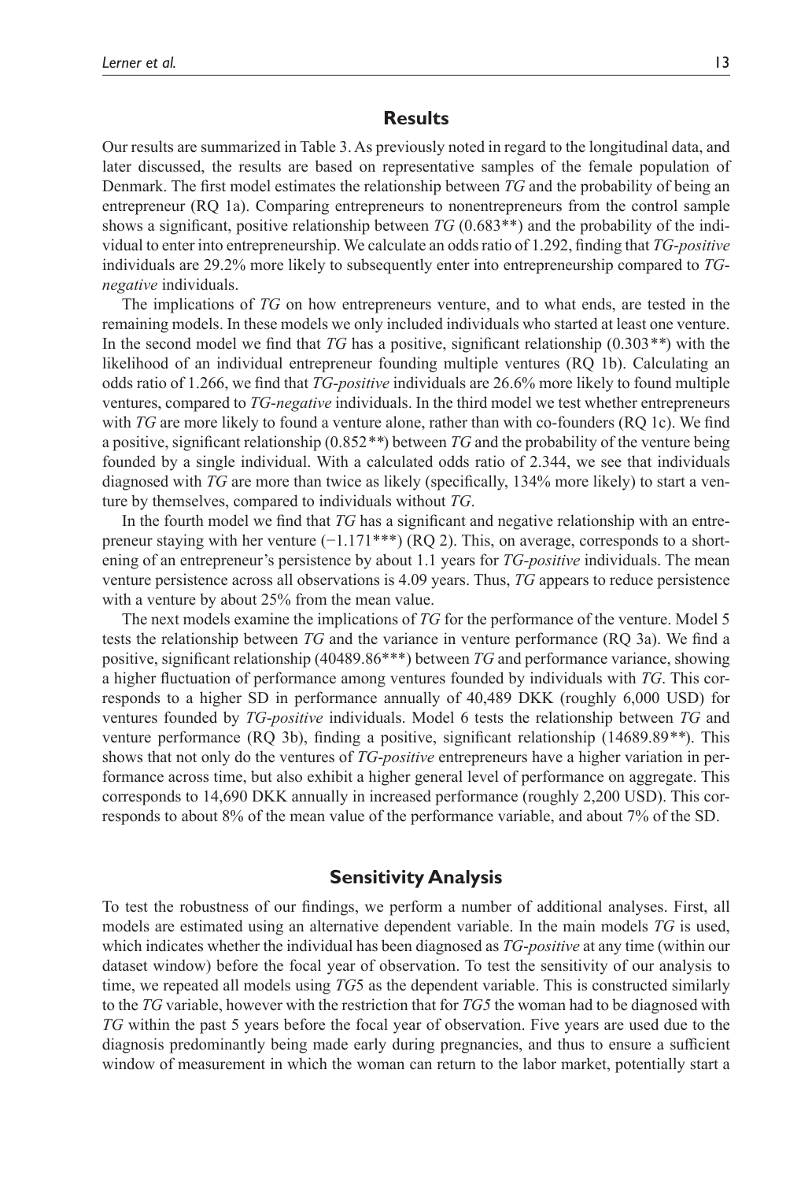## Results

Our results are summarized in Table 3. As previously noted in regard to the longitudinal data, and later discussed, the results are based on representative samples of the female population of Denmark. The first model estimates the relationship between *TG* and the probability of being an entrepreneur (RQ 1a). Comparing entrepreneurs to nonentrepreneurs from the control sample shows a significant, positive relationship between *TG* (0.683**) and the probability of the individual to enter into entrepreneurship. We calculate an odds ratio of 1.292, finding that *TG-positive* individuals are 29.2% more likely to subsequently enter into entrepreneurship compared to *TG-negative* individuals.

The implications of *TG* on how entrepreneurs venture, and to what ends, are tested in the remaining models. In these models we only included individuals who started at least one venture. In the second model we find that *TG* has a positive, significant relationship (0.303**) with the likelihood of an individual entrepreneur founding multiple ventures (RQ 1b). Calculating an odds ratio of 1.266, we find that *TG-positive* individuals are 26.6% more likely to found multiple ventures, compared to *TG-negative* individuals. In the third model we test whether entrepreneurs with *TG* are more likely to found a venture alone, rather than with co-founders (RQ 1c). We find a positive, significant relationship (0.852**) between *TG* and the probability of the venture being founded by a single individual. With a calculated odds ratio of 2.344, we see that individuals diagnosed with *TG* are more than twice as likely (specifically, 134% more likely) to start a venture by themselves, compared to individuals without *TG*.

In the fourth model we find that *TG* has a significant and negative relationship with an entrepreneur staying with her venture (−1.171***) (RQ 2). This, on average, corresponds to a shortening of an entrepreneur's persistence by about 1.1 years for *TG-positive* individuals. The mean venture persistence across all observations is 4.09 years. Thus, *TG* appears to reduce persistence with a venture by about 25% from the mean value.

The next models examine the implications of *TG* for the performance of the venture. Model 5 tests the relationship between *TG* and the variance in venture performance (RQ 3a). We find a positive, significant relationship (40489.86***) between *TG* and performance variance, showing a higher fluctuation of performance among ventures founded by individuals with *TG*. This corresponds to a higher SD in performance annually of 40,489 DKK (roughly 6,000 USD) for ventures founded by *TG-positive* individuals. Model 6 tests the relationship between *TG* and venture performance (RQ 3b), finding a positive, significant relationship (14689.89**). This shows that not only do the ventures of *TG-positive* entrepreneurs have a higher variation in performance across time, but also exhibit a higher general level of performance on aggregate. This corresponds to 14,690 DKK annually in increased performance (roughly 2,200 USD). This corresponds to about 8% of the mean value of the performance variable, and about 7% of the SD.

## Sensitivity Analysis

To test the robustness of our findings, we perform a number of additional analyses. First, all models are estimated using an alternative dependent variable. In the main models *TG* is used, which indicates whether the individual has been diagnosed as *TG-positive* at any time (within our dataset window) before the focal year of observation. To test the sensitivity of our analysis to time, we repeated all models using *TG*5 as the dependent variable. This is constructed similarly to the *TG* variable, however with the restriction that for *TG5* the woman had to be diagnosed with *TG* within the past 5 years before the focal year of observation. Five years are used due to the diagnosis predominantly being made early during pregnancies, and thus to ensure a sufficient window of measurement in which the woman can return to the labor market, potentially start a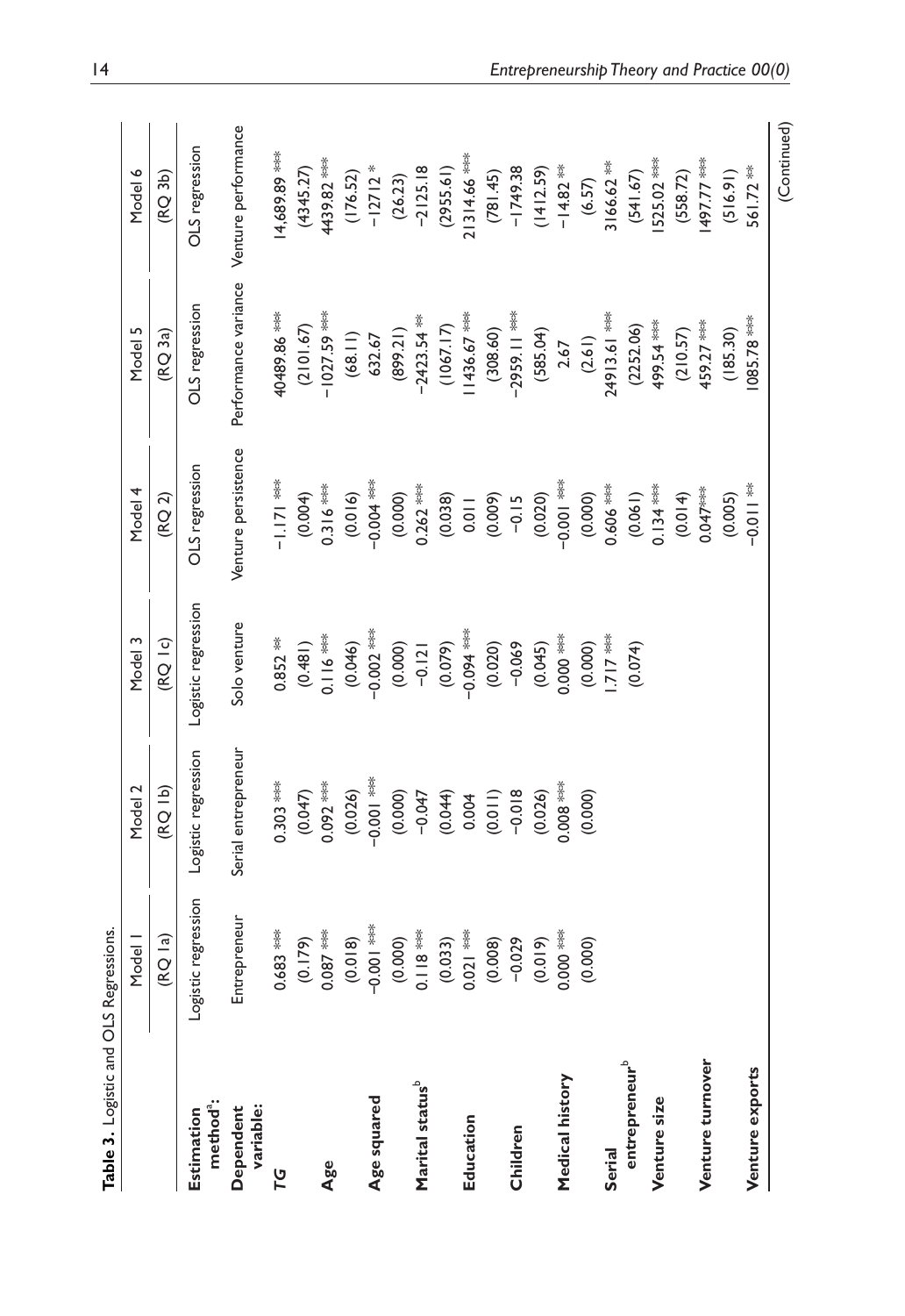**Table 3.** Logistic and OLS Regressions.

| | Model 1 | Model 2 | Model 3 | Model 4 | Model 5 | Model 6 |
|---|---|---|---|---|---|---|
| | (RQ 1a) | (RQ 1b) | (RQ 1c) | (RQ 2) | (RQ 3a) | (RQ 3b) |
| **Estimation method[a]:** | Logistic regression | Logistic regression | Logistic regression | OLS regression | OLS regression | OLS regression |
| **Dependent variable:** | Entrepreneur | Serial entrepreneur | Solo venture | Venture persistence | Performance variance | Venture performance |
| ***TG*** | 0.683 *** | 0.303 *** | 0.852 ** | −1.171 *** | 40489.86 *** | 14,689.89 *** |
| | (0.179) | (0.047) | (0.481) | (0.004) | (2101.67) | (4345.27) |
| **Age** | 0.087 *** | 0.092 *** | 0.116 *** | 0.316 *** | −1027.59 *** | 4439.82 *** |
| | (0.018) | (0.026) | (0.046) | (0.016) | (68.11) | (176.52) |
| **Age squared** | −0.001 *** | −0.001 *** | −0.002 *** | −0.004 *** | 632.67 | −12712 * |
| | (0.000) | (0.000) | (0.000) | (0.000) | (899.21) | (26.23) |
| **Marital status[b]** | 0.118 *** | −0.047 | −0.121 | 0.262 *** | −2423.54 ** | −2125.18 |
| | (0.033) | (0.044) | (0.079) | (0.038) | (1067.17) | (2955.61) |
| **Education** | 0.021 *** | 0.004 | −0.094 *** | 0.011 | 11436.67 *** | 21314.66 *** |
| | (0.008) | (0.011) | (0.020) | (0.009) | (308.60) | (781.45) |
| **Children** | −0.029 | −0.018 | −0.069 | −0.15 | −2959.11 *** | −1749.38 |
| | (0.019) | (0.026) | (0.045) | (0.020) | (585.04) | (1412.59) |
| **Medical history** | 0.000 *** | 0.008 *** | 0.000 *** | −0.001 *** | 2.67 | −14.82 ** |
| | (0.000) | (0.000) | (0.000) | (0.000) | (2.61) | (6.57) |
| **Serial entrepreneur[b]** | | | 1.717 *** | 0.606 *** | 24913.61 *** | 3166.62 ** |
| | | | (0.074) | (0.061) | (2252.06) | (541.67) |
| **Venture size** | | | | 0.134 *** | 499.54 *** | 1525.02 *** |
| | | | | (0.014) | (210.57) | (558.72) |
| **Venture turnover** | | | | 0.047*** | 459.27 *** | 1497.77 *** |
| | | | | (0.005) | (185.30) | (516.91) |
| **Venture exports** | | | | −0.011 ** | 1085.78 *** | 561.72 ** |

(Continued)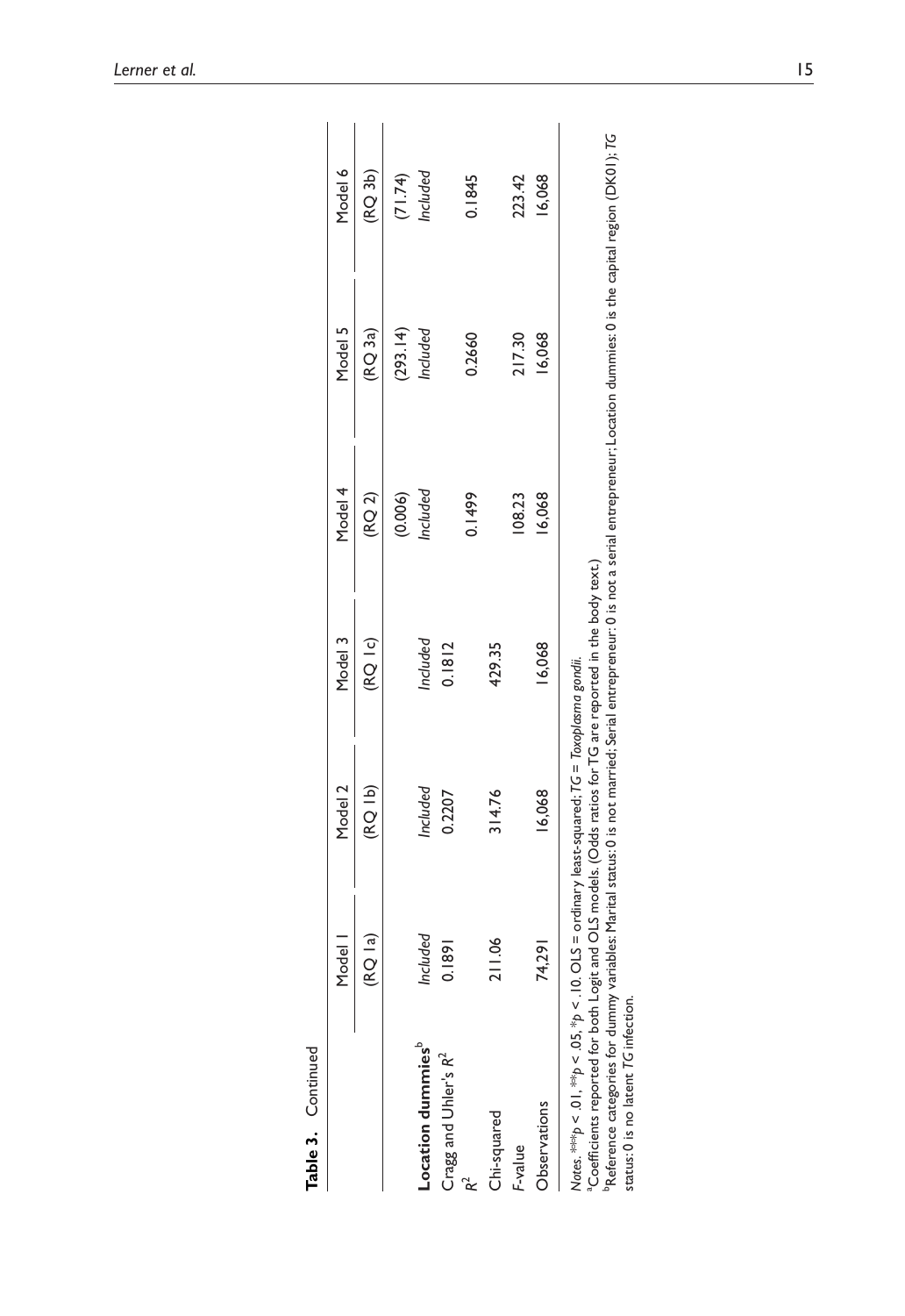**Table 3.** Continued

| | Model 1 | Model 2 | Model 3 | Model 4 | Model 5 | Model 6 |
|---|---|---|---|---|---|---|
| | (RQ 1a) | (RQ 1b) | (RQ 1c) | (RQ 2) | (RQ 3a) | (RQ 3b) |
| | | | | (0.006) | (293.14) | (71.74) |
| **Location dummies**[b] | *Included* | *Included* | *Included* | *Included* | *Included* | *Included* |
| Cragg and Uhler's $R^2$ | 0.1891 | 0.2207 | 0.1812 | | | |
| $R^2$ | | | | 0.1499 | 0.2660 | 0.1845 |
| Chi-squared | 211.06 | 314.76 | 429.35 | | | |
| *F*-value | | | | 108.23 | 217.30 | 223.42 |
| Observations | 74,291 | 16,068 | 16,068 | 16,068 | 16,068 | 16,068 |

*Notes.* *** $p < .01$, ** $p < .05$, * $p < .10$. OLS = ordinary least-squared; *TG* = *Toxoplasma gondii*.
[a]Coefficients reported for both Logit and OLS models. (Odds ratios for TG are reported in the body text.)
[b]Reference categories for dummy variables: Marital status: 0 is not married; Serial entrepreneur: 0 is not a serial entrepreneur; Location dummies: 0 is the capital region (DK01); *TG* status: 0 is no latent *TG* infection.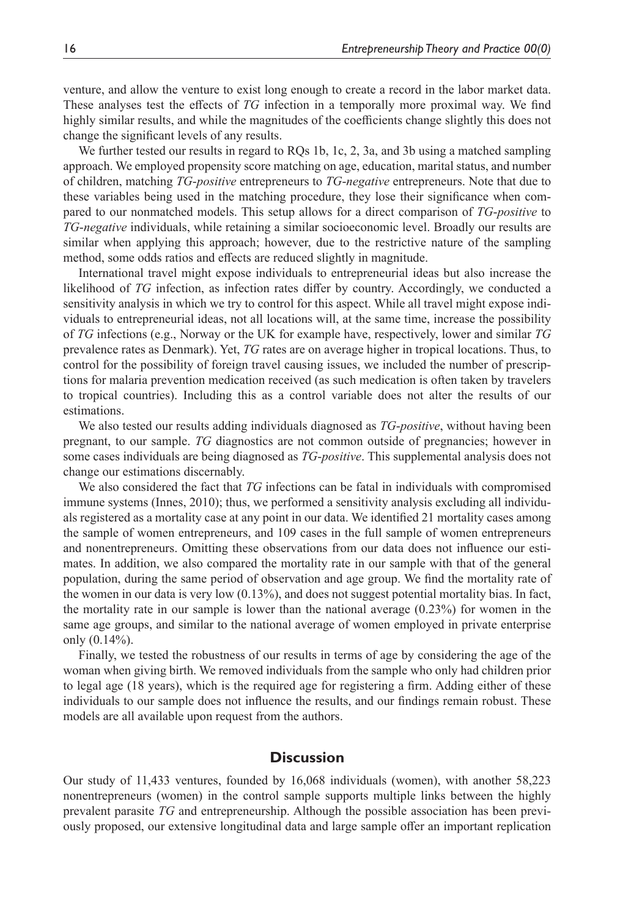venture, and allow the venture to exist long enough to create a record in the labor market data. These analyses test the effects of *TG* infection in a temporally more proximal way. We find highly similar results, and while the magnitudes of the coefficients change slightly this does not change the significant levels of any results.

We further tested our results in regard to RQs 1b, 1c, 2, 3a, and 3b using a matched sampling approach. We employed propensity score matching on age, education, marital status, and number of children, matching *TG-positive* entrepreneurs to *TG-negative* entrepreneurs. Note that due to these variables being used in the matching procedure, they lose their significance when compared to our nonmatched models. This setup allows for a direct comparison of *TG-positive* to *TG-negative* individuals, while retaining a similar socioeconomic level. Broadly our results are similar when applying this approach; however, due to the restrictive nature of the sampling method, some odds ratios and effects are reduced slightly in magnitude.

International travel might expose individuals to entrepreneurial ideas but also increase the likelihood of *TG* infection, as infection rates differ by country. Accordingly, we conducted a sensitivity analysis in which we try to control for this aspect. While all travel might expose individuals to entrepreneurial ideas, not all locations will, at the same time, increase the possibility of *TG* infections (e.g., Norway or the UK for example have, respectively, lower and similar *TG* prevalence rates as Denmark). Yet, *TG* rates are on average higher in tropical locations. Thus, to control for the possibility of foreign travel causing issues, we included the number of prescriptions for malaria prevention medication received (as such medication is often taken by travelers to tropical countries). Including this as a control variable does not alter the results of our estimations.

We also tested our results adding individuals diagnosed as *TG-positive*, without having been pregnant, to our sample. *TG* diagnostics are not common outside of pregnancies; however in some cases individuals are being diagnosed as *TG-positive*. This supplemental analysis does not change our estimations discernably.

We also considered the fact that *TG* infections can be fatal in individuals with compromised immune systems (Innes, 2010); thus, we performed a sensitivity analysis excluding all individuals registered as a mortality case at any point in our data. We identified 21 mortality cases among the sample of women entrepreneurs, and 109 cases in the full sample of women entrepreneurs and nonentrepreneurs. Omitting these observations from our data does not influence our estimates. In addition, we also compared the mortality rate in our sample with that of the general population, during the same period of observation and age group. We find the mortality rate of the women in our data is very low (0.13%), and does not suggest potential mortality bias. In fact, the mortality rate in our sample is lower than the national average (0.23%) for women in the same age groups, and similar to the national average of women employed in private enterprise only (0.14%).

Finally, we tested the robustness of our results in terms of age by considering the age of the woman when giving birth. We removed individuals from the sample who only had children prior to legal age (18 years), which is the required age for registering a firm. Adding either of these individuals to our sample does not influence the results, and our findings remain robust. These models are all available upon request from the authors.

## Discussion

Our study of 11,433 ventures, founded by 16,068 individuals (women), with another 58,223 nonentrepreneurs (women) in the control sample supports multiple links between the highly prevalent parasite *TG* and entrepreneurship. Although the possible association has been previously proposed, our extensive longitudinal data and large sample offer an important replication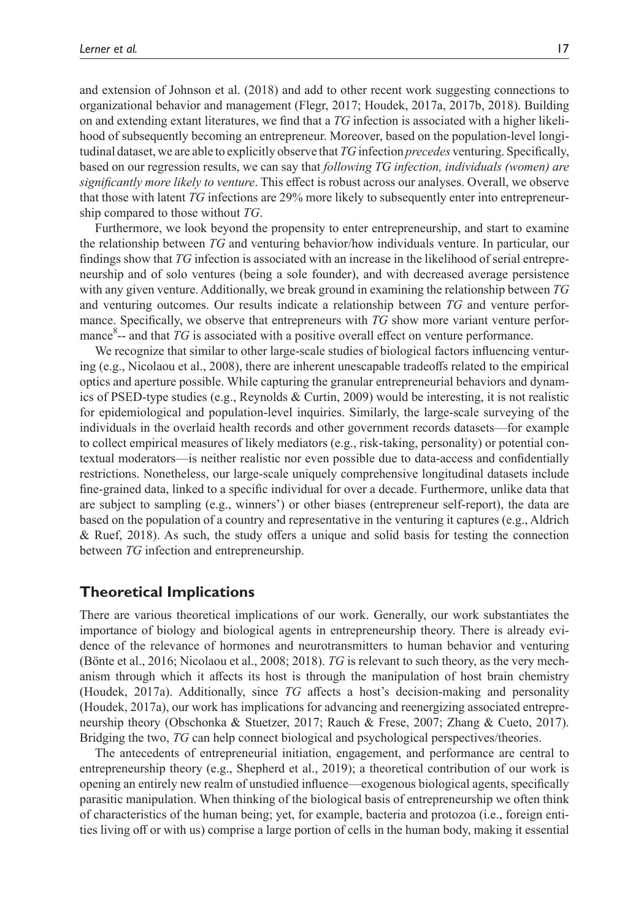and extension of Johnson et al. (2018) and add to other recent work suggesting connections to organizational behavior and management (Flegr, 2017; Houdek, 2017a, 2017b, 2018). Building on and extending extant literatures, we find that a *TG* infection is associated with a higher likelihood of subsequently becoming an entrepreneur. Moreover, based on the population-level longitudinal dataset, we are able to explicitly observe that *TG* infection *precedes* venturing. Specifically, based on our regression results, we can say that *following TG infection, individuals (women) are significantly more likely to venture*. This effect is robust across our analyses. Overall, we observe that those with latent *TG* infections are 29% more likely to subsequently enter into entrepreneurship compared to those without *TG*.

Furthermore, we look beyond the propensity to enter entrepreneurship, and start to examine the relationship between *TG* and venturing behavior/how individuals venture. In particular, our findings show that *TG* infection is associated with an increase in the likelihood of serial entrepreneurship and of solo ventures (being a sole founder), and with decreased average persistence with any given venture. Additionally, we break ground in examining the relationship between *TG* and venturing outcomes. Our results indicate a relationship between *TG* and venture performance. Specifically, we observe that entrepreneurs with *TG* show more variant venture performance[8]-- and that *TG* is associated with a positive overall effect on venture performance.

We recognize that similar to other large-scale studies of biological factors influencing venturing (e.g., Nicolaou et al., 2008), there are inherent unescapable tradeoffs related to the empirical optics and aperture possible. While capturing the granular entrepreneurial behaviors and dynamics of PSED-type studies (e.g., Reynolds & Curtin, 2009) would be interesting, it is not realistic for epidemiological and population-level inquiries. Similarly, the large-scale surveying of the individuals in the overlaid health records and other government records datasets—for example to collect empirical measures of likely mediators (e.g., risk-taking, personality) or potential contextual moderators—is neither realistic nor even possible due to data-access and confidentially restrictions. Nonetheless, our large-scale uniquely comprehensive longitudinal datasets include fine-grained data, linked to a specific individual for over a decade. Furthermore, unlike data that are subject to sampling (e.g., winners') or other biases (entrepreneur self-report), the data are based on the population of a country and representative in the venturing it captures (e.g., Aldrich & Ruef, 2018). As such, the study offers a unique and solid basis for testing the connection between *TG* infection and entrepreneurship.

## Theoretical Implications

There are various theoretical implications of our work. Generally, our work substantiates the importance of biology and biological agents in entrepreneurship theory. There is already evidence of the relevance of hormones and neurotransmitters to human behavior and venturing (Bönte et al., 2016; Nicolaou et al., 2008; 2018). *TG* is relevant to such theory, as the very mechanism through which it affects its host is through the manipulation of host brain chemistry (Houdek, 2017a). Additionally, since *TG* affects a host's decision-making and personality (Houdek, 2017a), our work has implications for advancing and reenergizing associated entrepreneurship theory (Obschonka & Stuetzer, 2017; Rauch & Frese, 2007; Zhang & Cueto, 2017). Bridging the two, *TG* can help connect biological and psychological perspectives/theories.

The antecedents of entrepreneurial initiation, engagement, and performance are central to entrepreneurship theory (e.g., Shepherd et al., 2019); a theoretical contribution of our work is opening an entirely new realm of unstudied influence—exogenous biological agents, specifically parasitic manipulation. When thinking of the biological basis of entrepreneurship we often think of characteristics of the human being; yet, for example, bacteria and protozoa (i.e., foreign entities living off or with us) comprise a large portion of cells in the human body, making it essential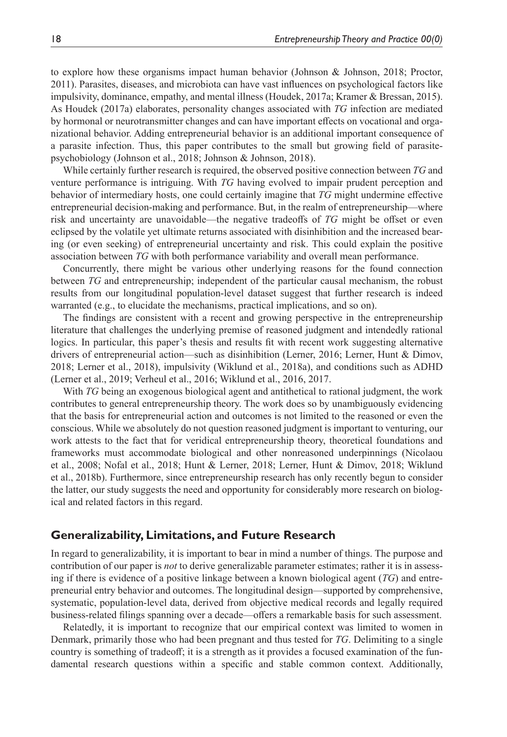to explore how these organisms impact human behavior (Johnson & Johnson, 2018; Proctor, 2011). Parasites, diseases, and microbiota can have vast influences on psychological factors like impulsivity, dominance, empathy, and mental illness (Houdek, 2017a; Kramer & Bressan, 2015). As Houdek (2017a) elaborates, personality changes associated with *TG* infection are mediated by hormonal or neurotransmitter changes and can have important effects on vocational and organizational behavior. Adding entrepreneurial behavior is an additional important consequence of a parasite infection. Thus, this paper contributes to the small but growing field of parasite-psychobiology (Johnson et al., 2018; Johnson & Johnson, 2018).

While certainly further research is required, the observed positive connection between *TG* and venture performance is intriguing. With *TG* having evolved to impair prudent perception and behavior of intermediary hosts, one could certainly imagine that *TG* might undermine effective entrepreneurial decision-making and performance. But, in the realm of entrepreneurship—where risk and uncertainty are unavoidable—the negative tradeoffs of *TG* might be offset or even eclipsed by the volatile yet ultimate returns associated with disinhibition and the increased bearing (or even seeking) of entrepreneurial uncertainty and risk. This could explain the positive association between *TG* with both performance variability and overall mean performance.

Concurrently, there might be various other underlying reasons for the found connection between *TG* and entrepreneurship; independent of the particular causal mechanism, the robust results from our longitudinal population-level dataset suggest that further research is indeed warranted (e.g., to elucidate the mechanisms, practical implications, and so on).

The findings are consistent with a recent and growing perspective in the entrepreneurship literature that challenges the underlying premise of reasoned judgment and intendedly rational logics. In particular, this paper's thesis and results fit with recent work suggesting alternative drivers of entrepreneurial action—such as disinhibition (Lerner, 2016; Lerner, Hunt & Dimov, 2018; Lerner et al., 2018), impulsivity (Wiklund et al., 2018a), and conditions such as ADHD (Lerner et al., 2019; Verheul et al., 2016; Wiklund et al., 2016, 2017.

With *TG* being an exogenous biological agent and antithetical to rational judgment, the work contributes to general entrepreneurship theory. The work does so by unambiguously evidencing that the basis for entrepreneurial action and outcomes is not limited to the reasoned or even the conscious. While we absolutely do not question reasoned judgment is important to venturing, our work attests to the fact that for veridical entrepreneurship theory, theoretical foundations and frameworks must accommodate biological and other nonreasoned underpinnings (Nicolaou et al., 2008; Nofal et al., 2018; Hunt & Lerner, 2018; Lerner, Hunt & Dimov, 2018; Wiklund et al., 2018b). Furthermore, since entrepreneurship research has only recently begun to consider the latter, our study suggests the need and opportunity for considerably more research on biological and related factors in this regard.

## Generalizability, Limitations, and Future Research

In regard to generalizability, it is important to bear in mind a number of things. The purpose and contribution of our paper is *not* to derive generalizable parameter estimates; rather it is in assessing if there is evidence of a positive linkage between a known biological agent (*TG*) and entrepreneurial entry behavior and outcomes. The longitudinal design—supported by comprehensive, systematic, population-level data, derived from objective medical records and legally required business-related filings spanning over a decade—offers a remarkable basis for such assessment.

Relatedly, it is important to recognize that our empirical context was limited to women in Denmark, primarily those who had been pregnant and thus tested for *TG*. Delimiting to a single country is something of tradeoff; it is a strength as it provides a focused examination of the fundamental research questions within a specific and stable common context. Additionally,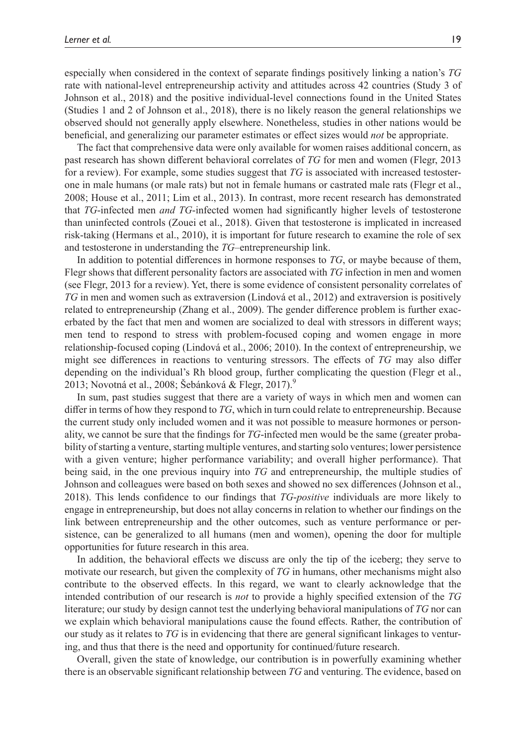especially when considered in the context of separate findings positively linking a nation's *TG* rate with national-level entrepreneurship activity and attitudes across 42 countries (Study 3 of Johnson et al., 2018) and the positive individual-level connections found in the United States (Studies 1 and 2 of Johnson et al., 2018), there is no likely reason the general relationships we observed should not generally apply elsewhere. Nonetheless, studies in other nations would be beneficial, and generalizing our parameter estimates or effect sizes would *not* be appropriate.

The fact that comprehensive data were only available for women raises additional concern, as past research has shown different behavioral correlates of *TG* for men and women (Flegr, 2013 for a review). For example, some studies suggest that *TG* is associated with increased testosterone in male humans (or male rats) but not in female humans or castrated male rats (Flegr et al., 2008; House et al., 2011; Lim et al., 2013). In contrast, more recent research has demonstrated that *TG*-infected men *and TG*-infected women had significantly higher levels of testosterone than uninfected controls (Zouei et al., 2018). Given that testosterone is implicated in increased risk-taking (Hermans et al., 2010), it is important for future research to examine the role of sex and testosterone in understanding the *TG*–entrepreneurship link.

In addition to potential differences in hormone responses to *TG*, or maybe because of them, Flegr shows that different personality factors are associated with *TG* infection in men and women (see Flegr, 2013 for a review). Yet, there is some evidence of consistent personality correlates of *TG* in men and women such as extraversion (Lindová et al., 2012) and extraversion is positively related to entrepreneurship (Zhang et al., 2009). The gender difference problem is further exacerbated by the fact that men and women are socialized to deal with stressors in different ways; men tend to respond to stress with problem-focused coping and women engage in more relationship-focused coping (Lindová et al., 2006; 2010). In the context of entrepreneurship, we might see differences in reactions to venturing stressors. The effects of *TG* may also differ depending on the individual's Rh blood group, further complicating the question (Flegr et al., 2013; Novotná et al., 2008; Šebánková & Flegr, 2017).[9]

In sum, past studies suggest that there are a variety of ways in which men and women can differ in terms of how they respond to *TG*, which in turn could relate to entrepreneurship. Because the current study only included women and it was not possible to measure hormones or personality, we cannot be sure that the findings for *TG*-infected men would be the same (greater probability of starting a venture, starting multiple ventures, and starting solo ventures; lower persistence with a given venture; higher performance variability; and overall higher performance). That being said, in the one previous inquiry into *TG* and entrepreneurship, the multiple studies of Johnson and colleagues were based on both sexes and showed no sex differences (Johnson et al., 2018). This lends confidence to our findings that *TG-positive* individuals are more likely to engage in entrepreneurship, but does not allay concerns in relation to whether our findings on the link between entrepreneurship and the other outcomes, such as venture performance or persistence, can be generalized to all humans (men and women), opening the door for multiple opportunities for future research in this area.

In addition, the behavioral effects we discuss are only the tip of the iceberg; they serve to motivate our research, but given the complexity of *TG* in humans, other mechanisms might also contribute to the observed effects. In this regard, we want to clearly acknowledge that the intended contribution of our research is *not* to provide a highly specified extension of the *TG* literature; our study by design cannot test the underlying behavioral manipulations of *TG* nor can we explain which behavioral manipulations cause the found effects. Rather, the contribution of our study as it relates to *TG* is in evidencing that there are general significant linkages to venturing, and thus that there is the need and opportunity for continued/future research.

Overall, given the state of knowledge, our contribution is in powerfully examining whether there is an observable significant relationship between *TG* and venturing. The evidence, based on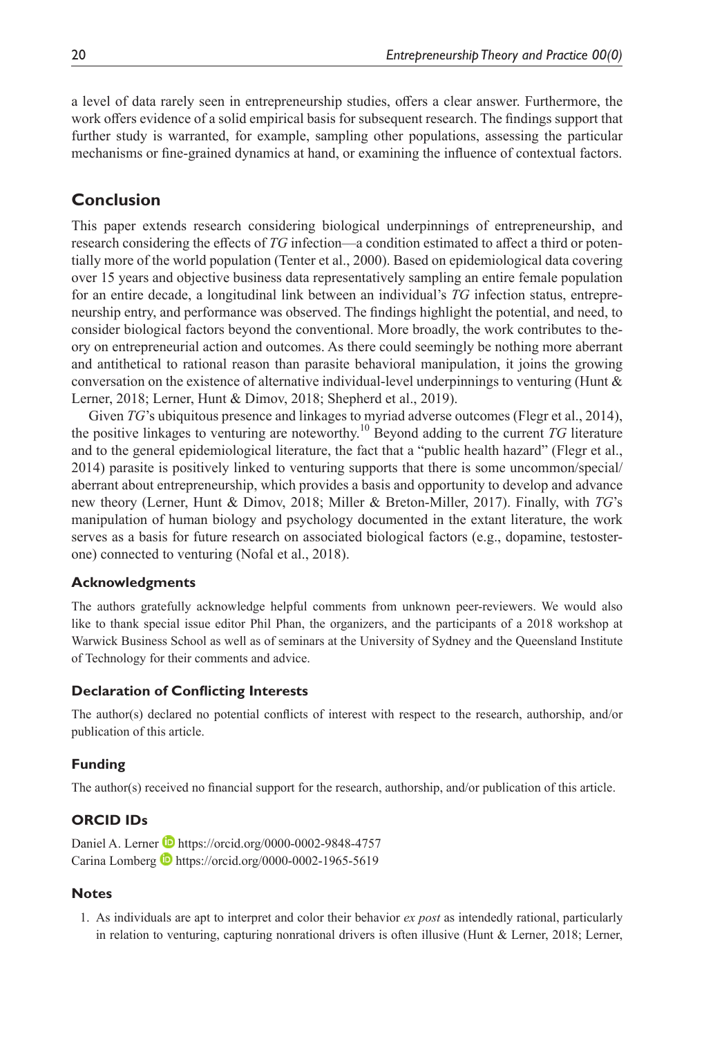a level of data rarely seen in entrepreneurship studies, offers a clear answer. Furthermore, the work offers evidence of a solid empirical basis for subsequent research. The findings support that further study is warranted, for example, sampling other populations, assessing the particular mechanisms or fine-grained dynamics at hand, or examining the influence of contextual factors.

## Conclusion

This paper extends research considering biological underpinnings of entrepreneurship, and research considering the effects of *TG* infection—a condition estimated to affect a third or potentially more of the world population (Tenter et al., 2000). Based on epidemiological data covering over 15 years and objective business data representatively sampling an entire female population for an entire decade, a longitudinal link between an individual's *TG* infection status, entrepreneurship entry, and performance was observed. The findings highlight the potential, and need, to consider biological factors beyond the conventional. More broadly, the work contributes to theory on entrepreneurial action and outcomes. As there could seemingly be nothing more aberrant and antithetical to rational reason than parasite behavioral manipulation, it joins the growing conversation on the existence of alternative individual-level underpinnings to venturing (Hunt & Lerner, 2018; Lerner, Hunt & Dimov, 2018; Shepherd et al., 2019).

Given *TG*'s ubiquitous presence and linkages to myriad adverse outcomes (Flegr et al., 2014), the positive linkages to venturing are noteworthy.[10] Beyond adding to the current *TG* literature and to the general epidemiological literature, the fact that a "public health hazard" (Flegr et al., 2014) parasite is positively linked to venturing supports that there is some uncommon/special/aberrant about entrepreneurship, which provides a basis and opportunity to develop and advance new theory (Lerner, Hunt & Dimov, 2018; Miller & Breton-Miller, 2017). Finally, with *TG*'s manipulation of human biology and psychology documented in the extant literature, the work serves as a basis for future research on associated biological factors (e.g., dopamine, testosterone) connected to venturing (Nofal et al., 2018).

### Acknowledgments

The authors gratefully acknowledge helpful comments from unknown peer-reviewers. We would also like to thank special issue editor Phil Phan, the organizers, and the participants of a 2018 workshop at Warwick Business School as well as of seminars at the University of Sydney and the Queensland Institute of Technology for their comments and advice.

### Declaration of Conflicting Interests

The author(s) declared no potential conflicts of interest with respect to the research, authorship, and/or publication of this article.

### Funding

The author(s) received no financial support for the research, authorship, and/or publication of this article.

### ORCID IDs

Daniel A. Lerner https://orcid.org/0000-0002-9848-4757
Carina Lomberg https://orcid.org/0000-0002-1965-5619

### Notes

1. As individuals are apt to interpret and color their behavior *ex post* as intendedly rational, particularly in relation to venturing, capturing nonrational drivers is often illusive (Hunt & Lerner, 2018; Lerner,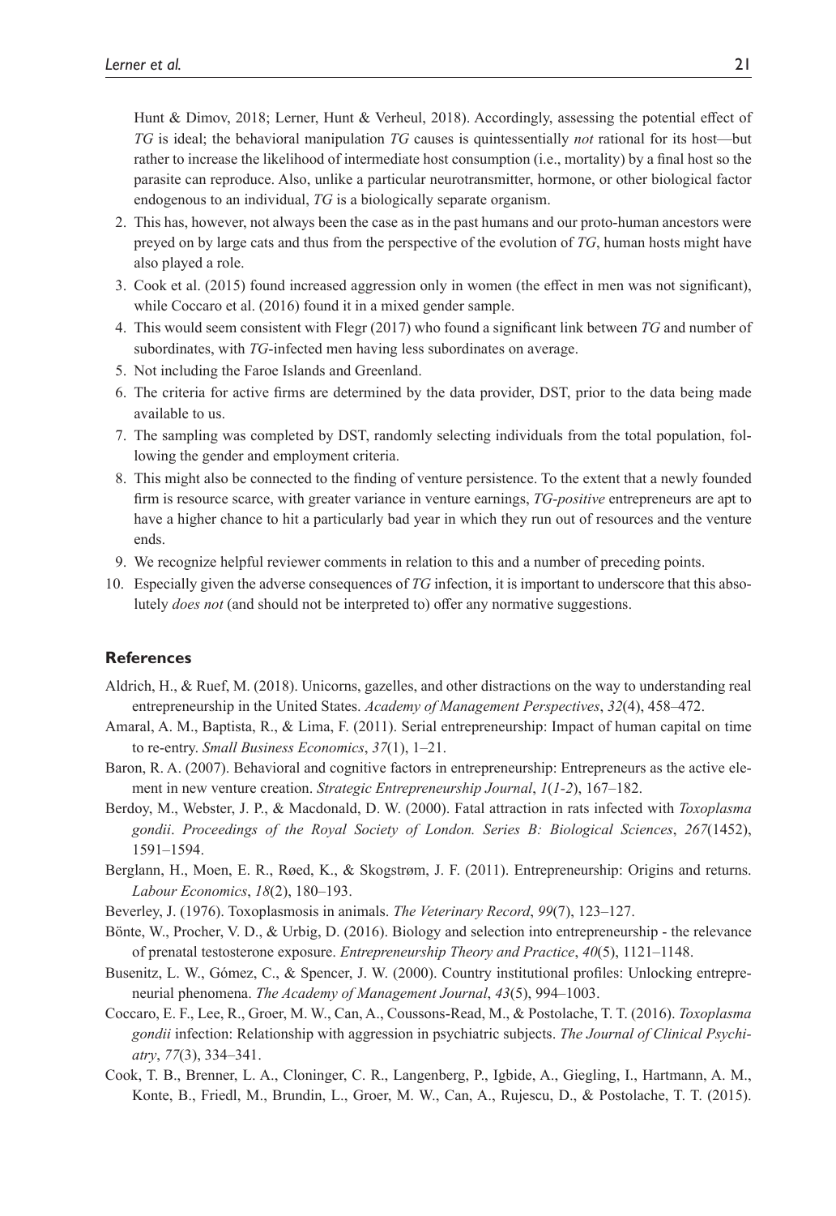Hunt & Dimov, 2018; Lerner, Hunt & Verheul, 2018). Accordingly, assessing the potential effect of *TG* is ideal; the behavioral manipulation *TG* causes is quintessentially *not* rational for its host—but rather to increase the likelihood of intermediate host consumption (i.e., mortality) by a final host so the parasite can reproduce. Also, unlike a particular neurotransmitter, hormone, or other biological factor endogenous to an individual, *TG* is a biologically separate organism.

2. This has, however, not always been the case as in the past humans and our proto-human ancestors were preyed on by large cats and thus from the perspective of the evolution of *TG*, human hosts might have also played a role.
3. Cook et al. (2015) found increased aggression only in women (the effect in men was not significant), while Coccaro et al. (2016) found it in a mixed gender sample.
4. This would seem consistent with Flegr (2017) who found a significant link between *TG* and number of subordinates, with *TG*-infected men having less subordinates on average.
5. Not including the Faroe Islands and Greenland.
6. The criteria for active firms are determined by the data provider, DST, prior to the data being made available to us.
7. The sampling was completed by DST, randomly selecting individuals from the total population, following the gender and employment criteria.
8. This might also be connected to the finding of venture persistence. To the extent that a newly founded firm is resource scarce, with greater variance in venture earnings, *TG-positive* entrepreneurs are apt to have a higher chance to hit a particularly bad year in which they run out of resources and the venture ends.
9. We recognize helpful reviewer comments in relation to this and a number of preceding points.
10. Especially given the adverse consequences of *TG* infection, it is important to underscore that this absolutely *does not* (and should not be interpreted to) offer any normative suggestions.

## References

Aldrich, H., & Ruef, M. (2018). Unicorns, gazelles, and other distractions on the way to understanding real entrepreneurship in the United States. *Academy of Management Perspectives*, *32*(4), 458–472.

Amaral, A. M., Baptista, R., & Lima, F. (2011). Serial entrepreneurship: Impact of human capital on time to re-entry. *Small Business Economics*, *37*(1), 1–21.

Baron, R. A. (2007). Behavioral and cognitive factors in entrepreneurship: Entrepreneurs as the active element in new venture creation. *Strategic Entrepreneurship Journal*, *1*(*1-2*), 167–182.

Berdoy, M., Webster, J. P., & Macdonald, D. W. (2000). Fatal attraction in rats infected with *Toxoplasma gondii*. *Proceedings of the Royal Society of London. Series B: Biological Sciences*, *267*(1452), 1591–1594.

Berglann, H., Moen, E. R., Røed, K., & Skogstrøm, J. F. (2011). Entrepreneurship: Origins and returns. *Labour Economics*, *18*(2), 180–193.

Beverley, J. (1976). Toxoplasmosis in animals. *The Veterinary Record*, *99*(7), 123–127.

Bönte, W., Procher, V. D., & Urbig, D. (2016). Biology and selection into entrepreneurship - the relevance of prenatal testosterone exposure. *Entrepreneurship Theory and Practice*, *40*(5), 1121–1148.

Busenitz, L. W., Gómez, C., & Spencer, J. W. (2000). Country institutional profiles: Unlocking entrepreneurial phenomena. *The Academy of Management Journal*, *43*(5), 994–1003.

Coccaro, E. F., Lee, R., Groer, M. W., Can, A., Coussons-Read, M., & Postolache, T. T. (2016). *Toxoplasma gondii* infection: Relationship with aggression in psychiatric subjects. *The Journal of Clinical Psychiatry*, *77*(3), 334–341.

Cook, T. B., Brenner, L. A., Cloninger, C. R., Langenberg, P., Igbide, A., Giegling, I., Hartmann, A. M., Konte, B., Friedl, M., Brundin, L., Groer, M. W., Can, A., Rujescu, D., & Postolache, T. T. (2015).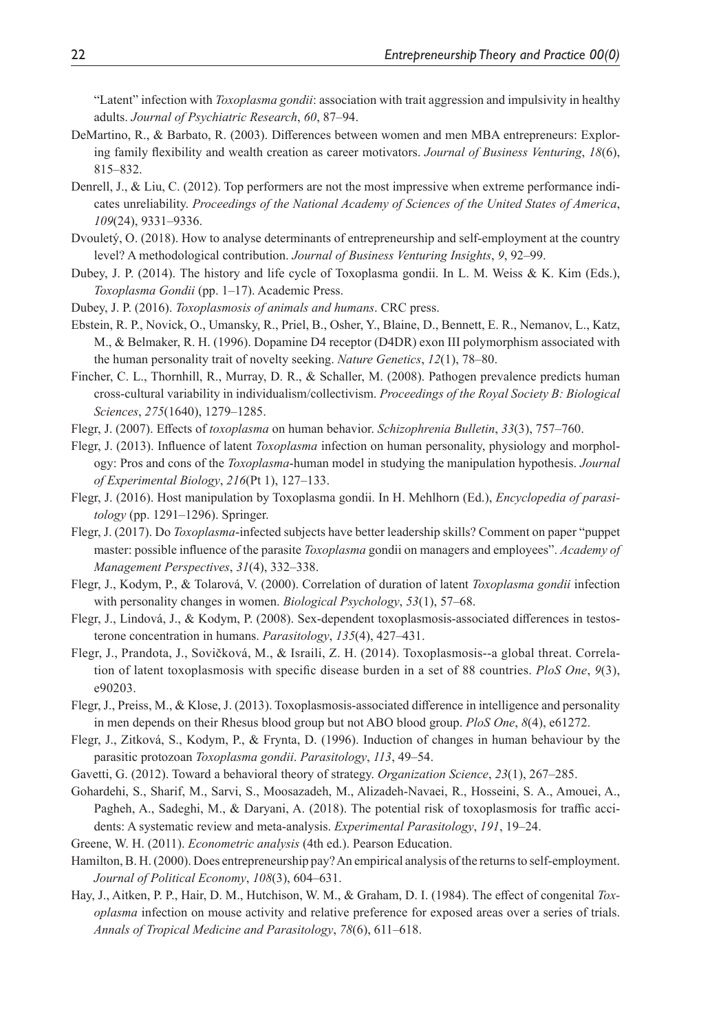"Latent" infection with *Toxoplasma gondii*: association with trait aggression and impulsivity in healthy adults. *Journal of Psychiatric Research*, *60*, 87–94.

DeMartino, R., & Barbato, R. (2003). Differences between women and men MBA entrepreneurs: Exploring family flexibility and wealth creation as career motivators. *Journal of Business Venturing*, *18*(6), 815–832.

Denrell, J., & Liu, C. (2012). Top performers are not the most impressive when extreme performance indicates unreliability. *Proceedings of the National Academy of Sciences of the United States of America*, *109*(24), 9331–9336.

Dvouletý, O. (2018). How to analyse determinants of entrepreneurship and self-employment at the country level? A methodological contribution. *Journal of Business Venturing Insights*, *9*, 92–99.

Dubey, J. P. (2014). The history and life cycle of Toxoplasma gondii. In L. M. Weiss & K. Kim (Eds.), *Toxoplasma Gondii* (pp. 1–17). Academic Press.

Dubey, J. P. (2016). *Toxoplasmosis of animals and humans*. CRC press.

Ebstein, R. P., Novick, O., Umansky, R., Priel, B., Osher, Y., Blaine, D., Bennett, E. R., Nemanov, L., Katz, M., & Belmaker, R. H. (1996). Dopamine D4 receptor (D4DR) exon III polymorphism associated with the human personality trait of novelty seeking. *Nature Genetics*, *12*(1), 78–80.

Fincher, C. L., Thornhill, R., Murray, D. R., & Schaller, M. (2008). Pathogen prevalence predicts human cross-cultural variability in individualism/collectivism. *Proceedings of the Royal Society B: Biological Sciences*, *275*(1640), 1279–1285.

Flegr, J. (2007). Effects of *toxoplasma* on human behavior. *Schizophrenia Bulletin*, *33*(3), 757–760.

Flegr, J. (2013). Influence of latent *Toxoplasma* infection on human personality, physiology and morphology: Pros and cons of the *Toxoplasma*-human model in studying the manipulation hypothesis. *Journal of Experimental Biology*, *216*(Pt 1), 127–133.

Flegr, J. (2016). Host manipulation by Toxoplasma gondii. In H. Mehlhorn (Ed.), *Encyclopedia of parasitology* (pp. 1291–1296). Springer.

Flegr, J. (2017). Do *Toxoplasma*-infected subjects have better leadership skills? Comment on paper "puppet master: possible influence of the parasite *Toxoplasma* gondii on managers and employees". *Academy of Management Perspectives*, *31*(4), 332–338.

Flegr, J., Kodym, P., & Tolarová, V. (2000). Correlation of duration of latent *Toxoplasma gondii* infection with personality changes in women. *Biological Psychology*, *53*(1), 57–68.

Flegr, J., Lindová, J., & Kodym, P. (2008). Sex-dependent toxoplasmosis-associated differences in testosterone concentration in humans. *Parasitology*, *135*(4), 427–431.

Flegr, J., Prandota, J., Sovičková, M., & Israili, Z. H. (2014). Toxoplasmosis--a global threat. Correlation of latent toxoplasmosis with specific disease burden in a set of 88 countries. *PloS One*, *9*(3), e90203.

Flegr, J., Preiss, M., & Klose, J. (2013). Toxoplasmosis-associated difference in intelligence and personality in men depends on their Rhesus blood group but not ABO blood group. *PloS One*, *8*(4), e61272.

Flegr, J., Zitková, S., Kodym, P., & Frynta, D. (1996). Induction of changes in human behaviour by the parasitic protozoan *Toxoplasma gondii*. *Parasitology*, *113*, 49–54.

Gavetti, G. (2012). Toward a behavioral theory of strategy. *Organization Science*, *23*(1), 267–285.

Gohardehi, S., Sharif, M., Sarvi, S., Moosazadeh, M., Alizadeh-Navaei, R., Hosseini, S. A., Amouei, A., Pagheh, A., Sadeghi, M., & Daryani, A. (2018). The potential risk of toxoplasmosis for traffic accidents: A systematic review and meta-analysis. *Experimental Parasitology*, *191*, 19–24.

Greene, W. H. (2011). *Econometric analysis* (4th ed.). Pearson Education.

Hamilton, B. H. (2000). Does entrepreneurship pay? An empirical analysis of the returns to self-employment. *Journal of Political Economy*, *108*(3), 604–631.

Hay, J., Aitken, P. P., Hair, D. M., Hutchison, W. M., & Graham, D. I. (1984). The effect of congenital *Toxoplasma* infection on mouse activity and relative preference for exposed areas over a series of trials. *Annals of Tropical Medicine and Parasitology*, *78*(6), 611–618.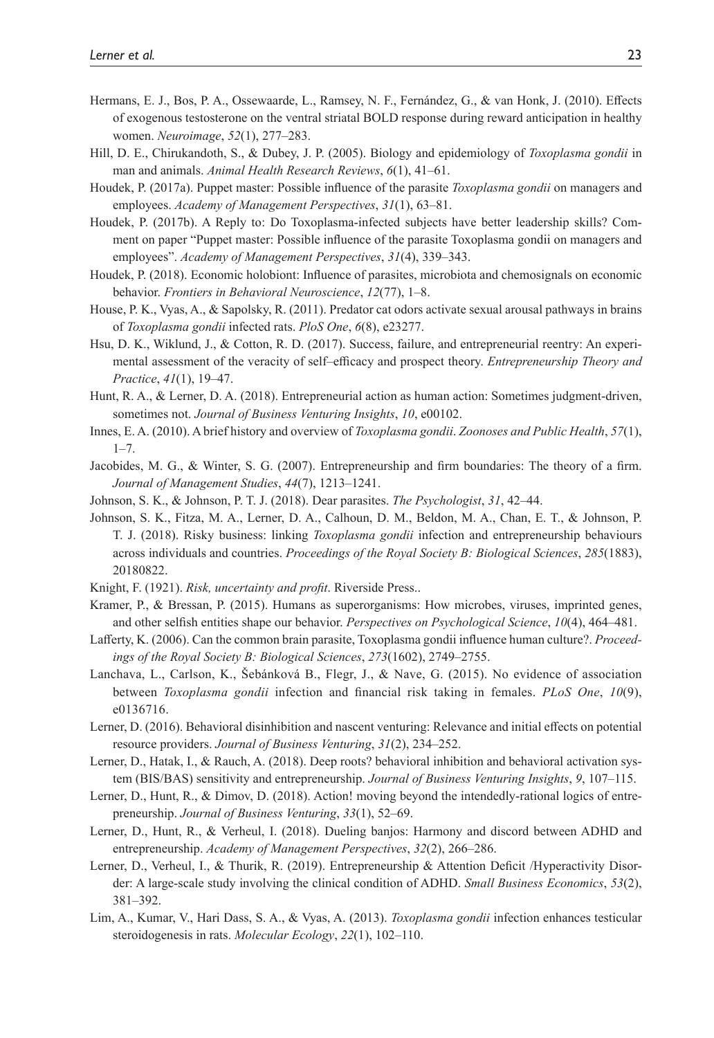Hermans, E. J., Bos, P. A., Ossewaarde, L., Ramsey, N. F., Fernández, G., & van Honk, J. (2010). Effects of exogenous testosterone on the ventral striatal BOLD response during reward anticipation in healthy women. *Neuroimage*, *52*(1), 277–283.

Hill, D. E., Chirukandoth, S., & Dubey, J. P. (2005). Biology and epidemiology of *Toxoplasma gondii* in man and animals. *Animal Health Research Reviews*, *6*(1), 41–61.

Houdek, P. (2017a). Puppet master: Possible influence of the parasite *Toxoplasma gondii* on managers and employees. *Academy of Management Perspectives*, *31*(1), 63–81.

Houdek, P. (2017b). A Reply to: Do Toxoplasma-infected subjects have better leadership skills? Comment on paper "Puppet master: Possible influence of the parasite Toxoplasma gondii on managers and employees". *Academy of Management Perspectives*, *31*(4), 339–343.

Houdek, P. (2018). Economic holobiont: Influence of parasites, microbiota and chemosignals on economic behavior. *Frontiers in Behavioral Neuroscience*, *12*(77), 1–8.

House, P. K., Vyas, A., & Sapolsky, R. (2011). Predator cat odors activate sexual arousal pathways in brains of *Toxoplasma gondii* infected rats. *PloS One*, *6*(8), e23277.

Hsu, D. K., Wiklund, J., & Cotton, R. D. (2017). Success, failure, and entrepreneurial reentry: An experimental assessment of the veracity of self–efficacy and prospect theory. *Entrepreneurship Theory and Practice*, *41*(1), 19–47.

Hunt, R. A., & Lerner, D. A. (2018). Entrepreneurial action as human action: Sometimes judgment-driven, sometimes not. *Journal of Business Venturing Insights*, *10*, e00102.

Innes, E. A. (2010). A brief history and overview of *Toxoplasma gondii*. *Zoonoses and Public Health*, *57*(1), 1–7.

Jacobides, M. G., & Winter, S. G. (2007). Entrepreneurship and firm boundaries: The theory of a firm. *Journal of Management Studies*, *44*(7), 1213–1241.

Johnson, S. K., & Johnson, P. T. J. (2018). Dear parasites. *The Psychologist*, *31*, 42–44.

Johnson, S. K., Fitza, M. A., Lerner, D. A., Calhoun, D. M., Beldon, M. A., Chan, E. T., & Johnson, P. T. J. (2018). Risky business: linking *Toxoplasma gondii* infection and entrepreneurship behaviours across individuals and countries. *Proceedings of the Royal Society B: Biological Sciences*, *285*(1883), 20180822.

Knight, F. (1921). *Risk, uncertainty and profit*. Riverside Press..

Kramer, P., & Bressan, P. (2015). Humans as superorganisms: How microbes, viruses, imprinted genes, and other selfish entities shape our behavior. *Perspectives on Psychological Science*, *10*(4), 464–481.

Lafferty, K. (2006). Can the common brain parasite, Toxoplasma gondii influence human culture?. *Proceedings of the Royal Society B: Biological Sciences*, *273*(1602), 2749–2755.

Lanchava, L., Carlson, K., Šebánková B., Flegr, J., & Nave, G. (2015). No evidence of association between *Toxoplasma gondii* infection and financial risk taking in females. *PLoS One*, *10*(9), e0136716.

Lerner, D. (2016). Behavioral disinhibition and nascent venturing: Relevance and initial effects on potential resource providers. *Journal of Business Venturing*, *31*(2), 234–252.

Lerner, D., Hatak, I., & Rauch, A. (2018). Deep roots? behavioral inhibition and behavioral activation system (BIS/BAS) sensitivity and entrepreneurship. *Journal of Business Venturing Insights*, *9*, 107–115.

Lerner, D., Hunt, R., & Dimov, D. (2018). Action! moving beyond the intendedly-rational logics of entrepreneurship. *Journal of Business Venturing*, *33*(1), 52–69.

Lerner, D., Hunt, R., & Verheul, I. (2018). Dueling banjos: Harmony and discord between ADHD and entrepreneurship. *Academy of Management Perspectives*, *32*(2), 266–286.

Lerner, D., Verheul, I., & Thurik, R. (2019). Entrepreneurship & Attention Deficit /Hyperactivity Disorder: A large-scale study involving the clinical condition of ADHD. *Small Business Economics*, *53*(2), 381–392.

Lim, A., Kumar, V., Hari Dass, S. A., & Vyas, A. (2013). *Toxoplasma gondii* infection enhances testicular steroidogenesis in rats. *Molecular Ecology*, *22*(1), 102–110.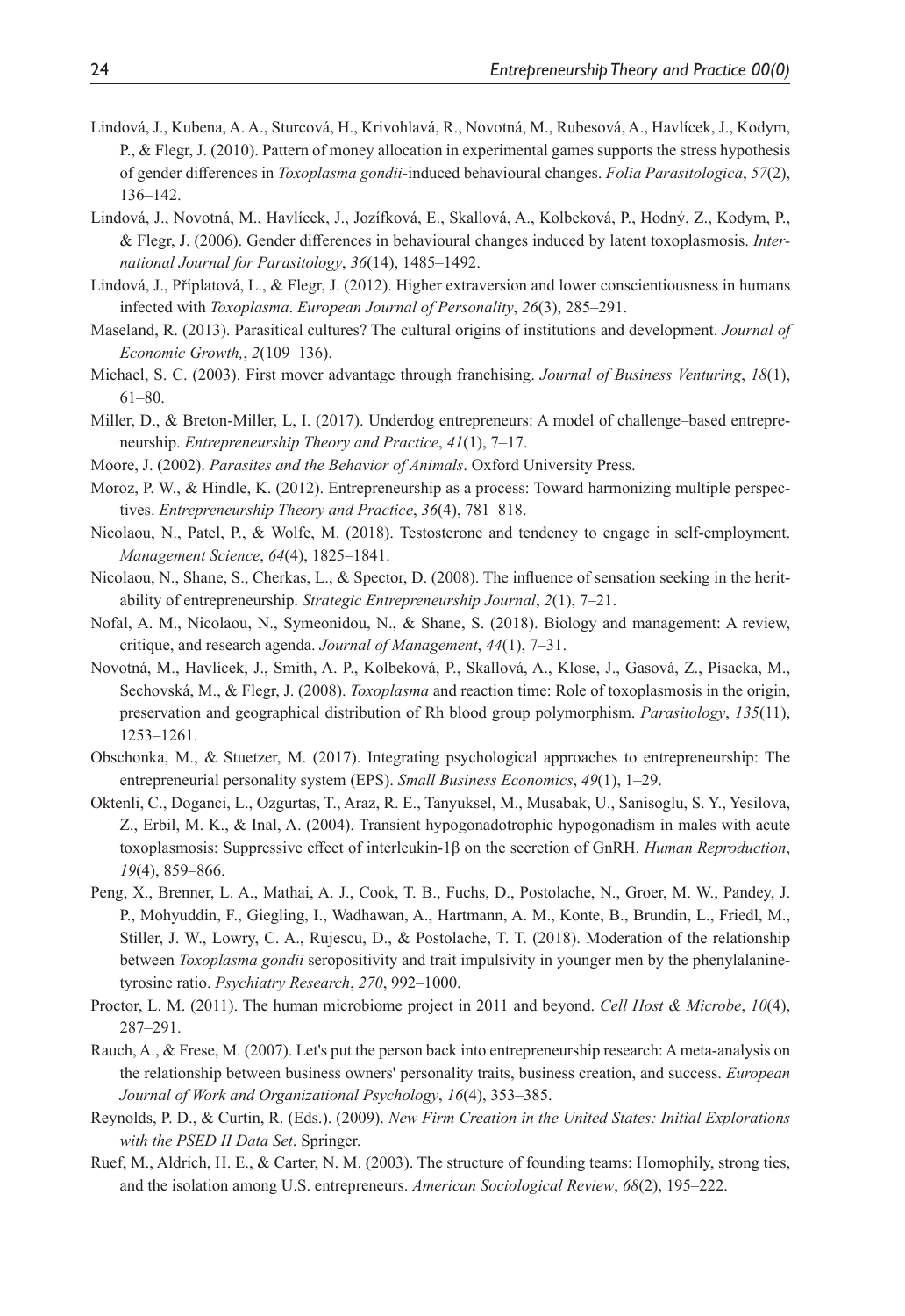Lindová, J., Kubena, A. A., Sturcová, H., Krivohlavá, R., Novotná, M., Rubesová, A., Havlícek, J., Kodym, P., & Flegr, J. (2010). Pattern of money allocation in experimental games supports the stress hypothesis of gender differences in *Toxoplasma gondii*-induced behavioural changes. *Folia Parasitologica*, *57*(2), 136–142.

Lindová, J., Novotná, M., Havlícek, J., Jozífková, E., Skallová, A., Kolbeková, P., Hodný, Z., Kodym, P., & Flegr, J. (2006). Gender differences in behavioural changes induced by latent toxoplasmosis. *International Journal for Parasitology*, *36*(14), 1485–1492.

Lindová, J., Příplatová, L., & Flegr, J. (2012). Higher extraversion and lower conscientiousness in humans infected with *Toxoplasma*. *European Journal of Personality*, *26*(3), 285–291.

Maseland, R. (2013). Parasitical cultures? The cultural origins of institutions and development. *Journal of Economic Growth,*, *2*(109–136).

Michael, S. C. (2003). First mover advantage through franchising. *Journal of Business Venturing*, *18*(1), 61–80.

Miller, D., & Breton-Miller, L, I. (2017). Underdog entrepreneurs: A model of challenge–based entrepreneurship. *Entrepreneurship Theory and Practice*, *41*(1), 7–17.

Moore, J. (2002). *Parasites and the Behavior of Animals*. Oxford University Press.

Moroz, P. W., & Hindle, K. (2012). Entrepreneurship as a process: Toward harmonizing multiple perspectives. *Entrepreneurship Theory and Practice*, *36*(4), 781–818.

Nicolaou, N., Patel, P., & Wolfe, M. (2018). Testosterone and tendency to engage in self-employment. *Management Science*, *64*(4), 1825–1841.

Nicolaou, N., Shane, S., Cherkas, L., & Spector, D. (2008). The influence of sensation seeking in the heritability of entrepreneurship. *Strategic Entrepreneurship Journal*, *2*(1), 7–21.

Nofal, A. M., Nicolaou, N., Symeonidou, N., & Shane, S. (2018). Biology and management: A review, critique, and research agenda. *Journal of Management*, *44*(1), 7–31.

Novotná, M., Havlícek, J., Smith, A. P., Kolbeková, P., Skallová, A., Klose, J., Gasová, Z., Písacka, M., Sechovská, M., & Flegr, J. (2008). *Toxoplasma* and reaction time: Role of toxoplasmosis in the origin, preservation and geographical distribution of Rh blood group polymorphism. *Parasitology*, *135*(11), 1253–1261.

Obschonka, M., & Stuetzer, M. (2017). Integrating psychological approaches to entrepreneurship: The entrepreneurial personality system (EPS). *Small Business Economics*, *49*(1), 1–29.

Oktenli, C., Doganci, L., Ozgurtas, T., Araz, R. E., Tanyuksel, M., Musabak, U., Sanisoglu, S. Y., Yesilova, Z., Erbil, M. K., & Inal, A. (2004). Transient hypogonadotrophic hypogonadism in males with acute toxoplasmosis: Suppressive effect of interleukin-1β on the secretion of GnRH. *Human Reproduction*, *19*(4), 859–866.

Peng, X., Brenner, L. A., Mathai, A. J., Cook, T. B., Fuchs, D., Postolache, N., Groer, M. W., Pandey, J. P., Mohyuddin, F., Giegling, I., Wadhawan, A., Hartmann, A. M., Konte, B., Brundin, L., Friedl, M., Stiller, J. W., Lowry, C. A., Rujescu, D., & Postolache, T. T. (2018). Moderation of the relationship between *Toxoplasma gondii* seropositivity and trait impulsivity in younger men by the phenylalanine-tyrosine ratio. *Psychiatry Research*, *270*, 992–1000.

Proctor, L. M. (2011). The human microbiome project in 2011 and beyond. *Cell Host & Microbe*, *10*(4), 287–291.

Rauch, A., & Frese, M. (2007). Let's put the person back into entrepreneurship research: A meta-analysis on the relationship between business owners' personality traits, business creation, and success. *European Journal of Work and Organizational Psychology*, *16*(4), 353–385.

Reynolds, P. D., & Curtin, R. (Eds.). (2009). *New Firm Creation in the United States: Initial Explorations with the PSED II Data Set*. Springer.

Ruef, M., Aldrich, H. E., & Carter, N. M. (2003). The structure of founding teams: Homophily, strong ties, and the isolation among U.S. entrepreneurs. *American Sociological Review*, *68*(2), 195–222.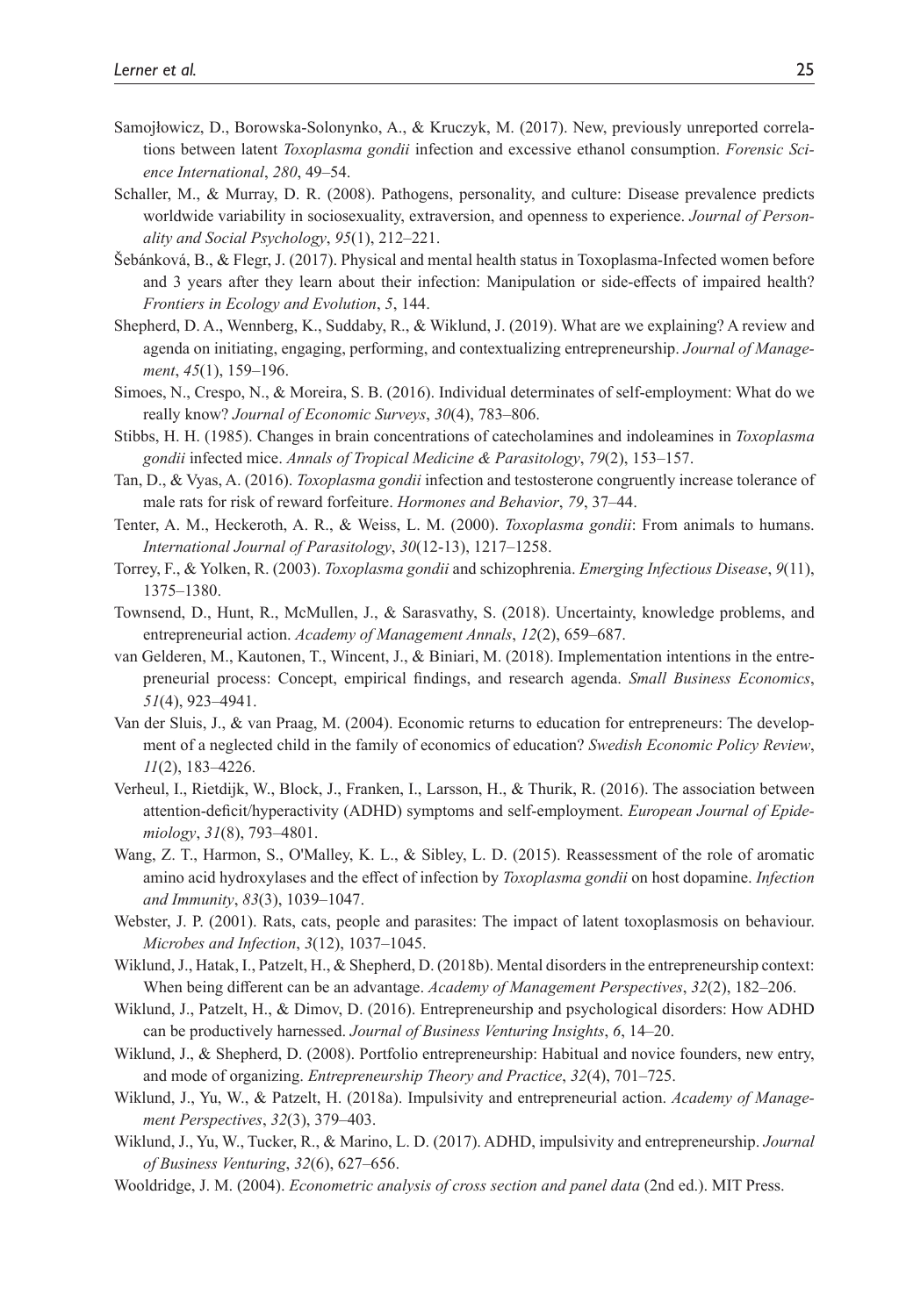Samojłowicz, D., Borowska-Solonynko, A., & Kruczyk, M. (2017). New, previously unreported correlations between latent *Toxoplasma gondii* infection and excessive ethanol consumption. *Forensic Science International*, *280*, 49–54.

Schaller, M., & Murray, D. R. (2008). Pathogens, personality, and culture: Disease prevalence predicts worldwide variability in sociosexuality, extraversion, and openness to experience. *Journal of Personality and Social Psychology*, *95*(1), 212–221.

Šebánková, B., & Flegr, J. (2017). Physical and mental health status in Toxoplasma-Infected women before and 3 years after they learn about their infection: Manipulation or side-effects of impaired health? *Frontiers in Ecology and Evolution*, *5*, 144.

Shepherd, D. A., Wennberg, K., Suddaby, R., & Wiklund, J. (2019). What are we explaining? A review and agenda on initiating, engaging, performing, and contextualizing entrepreneurship. *Journal of Management*, *45*(1), 159–196.

Simoes, N., Crespo, N., & Moreira, S. B. (2016). Individual determinates of self-employment: What do we really know? *Journal of Economic Surveys*, *30*(4), 783–806.

Stibbs, H. H. (1985). Changes in brain concentrations of catecholamines and indoleamines in *Toxoplasma gondii* infected mice. *Annals of Tropical Medicine & Parasitology*, *79*(2), 153–157.

Tan, D., & Vyas, A. (2016). *Toxoplasma gondii* infection and testosterone congruently increase tolerance of male rats for risk of reward forfeiture. *Hormones and Behavior*, *79*, 37–44.

Tenter, A. M., Heckeroth, A. R., & Weiss, L. M. (2000). *Toxoplasma gondii*: From animals to humans. *International Journal of Parasitology*, *30*(12-13), 1217–1258.

Torrey, F., & Yolken, R. (2003). *Toxoplasma gondii* and schizophrenia. *Emerging Infectious Disease*, *9*(11), 1375–1380.

Townsend, D., Hunt, R., McMullen, J., & Sarasvathy, S. (2018). Uncertainty, knowledge problems, and entrepreneurial action. *Academy of Management Annals*, *12*(2), 659–687.

van Gelderen, M., Kautonen, T., Wincent, J., & Biniari, M. (2018). Implementation intentions in the entrepreneurial process: Concept, empirical findings, and research agenda. *Small Business Economics*, *51*(4), 923–4941.

Van der Sluis, J., & van Praag, M. (2004). Economic returns to education for entrepreneurs: The development of a neglected child in the family of economics of education? *Swedish Economic Policy Review*, *11*(2), 183–4226.

Verheul, I., Rietdijk, W., Block, J., Franken, I., Larsson, H., & Thurik, R. (2016). The association between attention-deficit/hyperactivity (ADHD) symptoms and self-employment. *European Journal of Epidemiology*, *31*(8), 793–4801.

Wang, Z. T., Harmon, S., O'Malley, K. L., & Sibley, L. D. (2015). Reassessment of the role of aromatic amino acid hydroxylases and the effect of infection by *Toxoplasma gondii* on host dopamine. *Infection and Immunity*, *83*(3), 1039–1047.

Webster, J. P. (2001). Rats, cats, people and parasites: The impact of latent toxoplasmosis on behaviour. *Microbes and Infection*, *3*(12), 1037–1045.

Wiklund, J., Hatak, I., Patzelt, H., & Shepherd, D. (2018b). Mental disorders in the entrepreneurship context: When being different can be an advantage. *Academy of Management Perspectives*, *32*(2), 182–206.

Wiklund, J., Patzelt, H., & Dimov, D. (2016). Entrepreneurship and psychological disorders: How ADHD can be productively harnessed. *Journal of Business Venturing Insights*, *6*, 14–20.

Wiklund, J., & Shepherd, D. (2008). Portfolio entrepreneurship: Habitual and novice founders, new entry, and mode of organizing. *Entrepreneurship Theory and Practice*, *32*(4), 701–725.

Wiklund, J., Yu, W., & Patzelt, H. (2018a). Impulsivity and entrepreneurial action. *Academy of Management Perspectives*, *32*(3), 379–403.

Wiklund, J., Yu, W., Tucker, R., & Marino, L. D. (2017). ADHD, impulsivity and entrepreneurship. *Journal of Business Venturing*, *32*(6), 627–656.

Wooldridge, J. M. (2004). *Econometric analysis of cross section and panel data* (2nd ed.). MIT Press.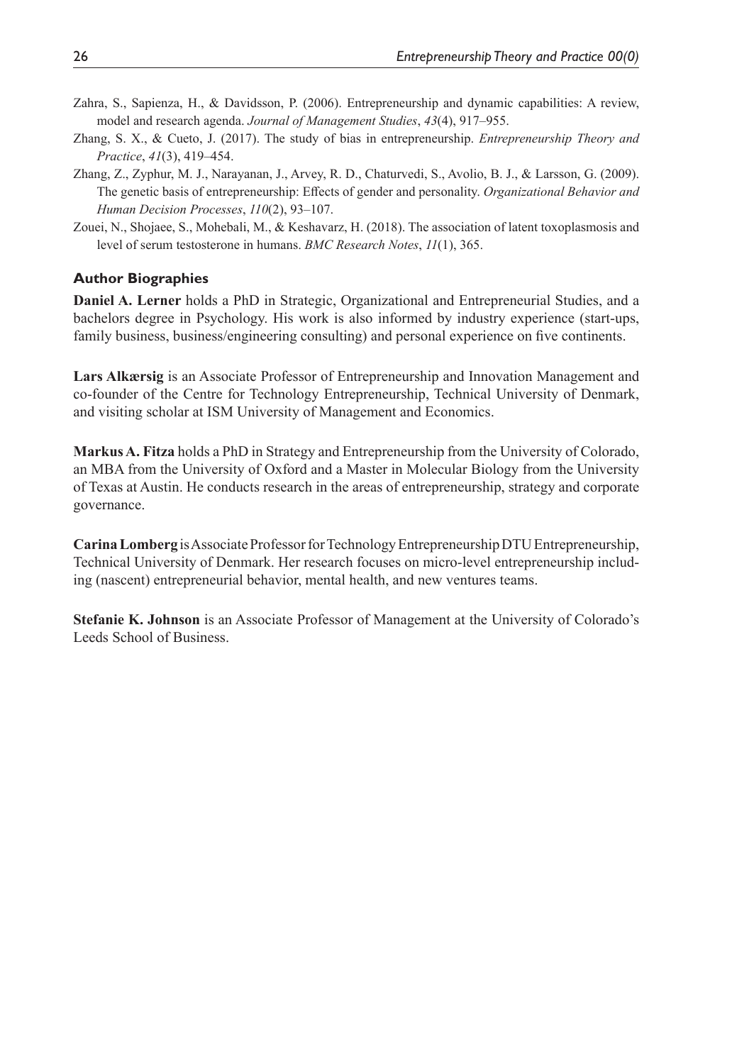Zahra, S., Sapienza, H., & Davidsson, P. (2006). Entrepreneurship and dynamic capabilities: A review, model and research agenda. *Journal of Management Studies*, *43*(4), 917–955.

Zhang, S. X., & Cueto, J. (2017). The study of bias in entrepreneurship. *Entrepreneurship Theory and Practice*, *41*(3), 419–454.

Zhang, Z., Zyphur, M. J., Narayanan, J., Arvey, R. D., Chaturvedi, S., Avolio, B. J., & Larsson, G. (2009). The genetic basis of entrepreneurship: Effects of gender and personality. *Organizational Behavior and Human Decision Processes*, *110*(2), 93–107.

Zouei, N., Shojaee, S., Mohebali, M., & Keshavarz, H. (2018). The association of latent toxoplasmosis and level of serum testosterone in humans. *BMC Research Notes*, *11*(1), 365.

### Author Biographies

**Daniel A. Lerner** holds a PhD in Strategic, Organizational and Entrepreneurial Studies, and a bachelors degree in Psychology. His work is also informed by industry experience (start-ups, family business, business/engineering consulting) and personal experience on five continents.

**Lars Alkærsig** is an Associate Professor of Entrepreneurship and Innovation Management and co-founder of the Centre for Technology Entrepreneurship, Technical University of Denmark, and visiting scholar at ISM University of Management and Economics.

**Markus A. Fitza** holds a PhD in Strategy and Entrepreneurship from the University of Colorado, an MBA from the University of Oxford and a Master in Molecular Biology from the University of Texas at Austin. He conducts research in the areas of entrepreneurship, strategy and corporate governance.

**Carina Lomberg** is Associate Professor for Technology Entrepreneurship DTU Entrepreneurship, Technical University of Denmark. Her research focuses on micro-level entrepreneurship including (nascent) entrepreneurial behavior, mental health, and new ventures teams.

**Stefanie K. Johnson** is an Associate Professor of Management at the University of Colorado's Leeds School of Business.